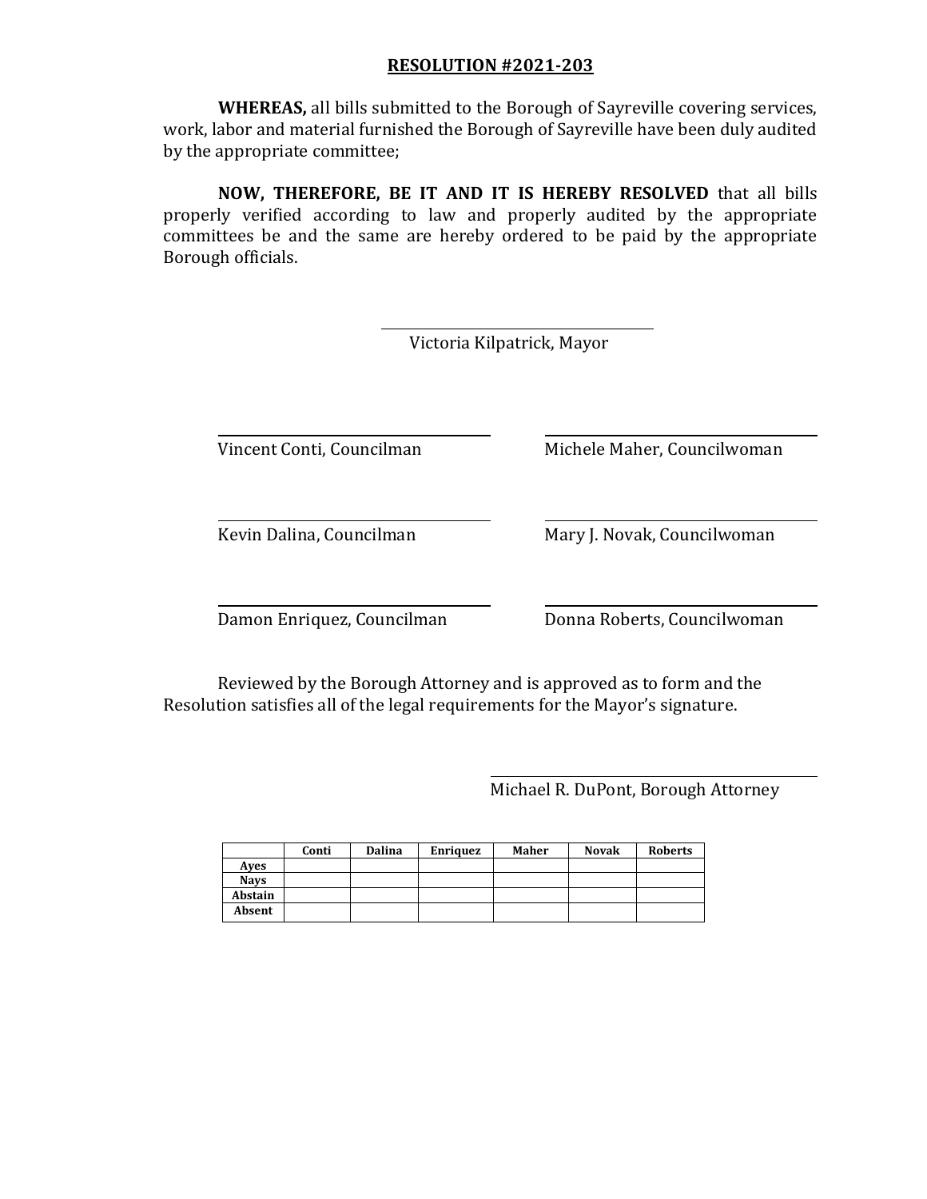**RESOLUTION #2021-203**

**WHEREAS,** all bills submitted to the Borough of Sayreville covering services, work, labor and material furnished the Borough of Sayreville have been duly audited by the appropriate committee;

**NOW, THEREFORE, BE IT AND IT IS HEREBY RESOLVED** that all bills properly verified according to law and properly audited by the appropriate committees be and the same are hereby ordered to be paid by the appropriate Borough officials.

Victoria Kilpatrick, Mayor

Vincent Conti, Councilman

Michele Maher, Councilwoman

Kevin Dalina, Councilman

Mary J. Novak, Councilwoman

Damon Enriquez, Councilman

Donna Roberts, Councilwoman

Reviewed by the Borough Attorney and is approved as to form and the Resolution satisfies all of the legal requirements for the Mayor's signature.

Michael R. DuPont, Borough Attorney

| | Conti | Dalina | Enriquez | Maher | Novak | Roberts |
|---|---|---|---|---|---|---|
| Ayes | | | | | | |
| Nays | | | | | | |
| Abstain | | | | | | |
| Absent | | | | | | |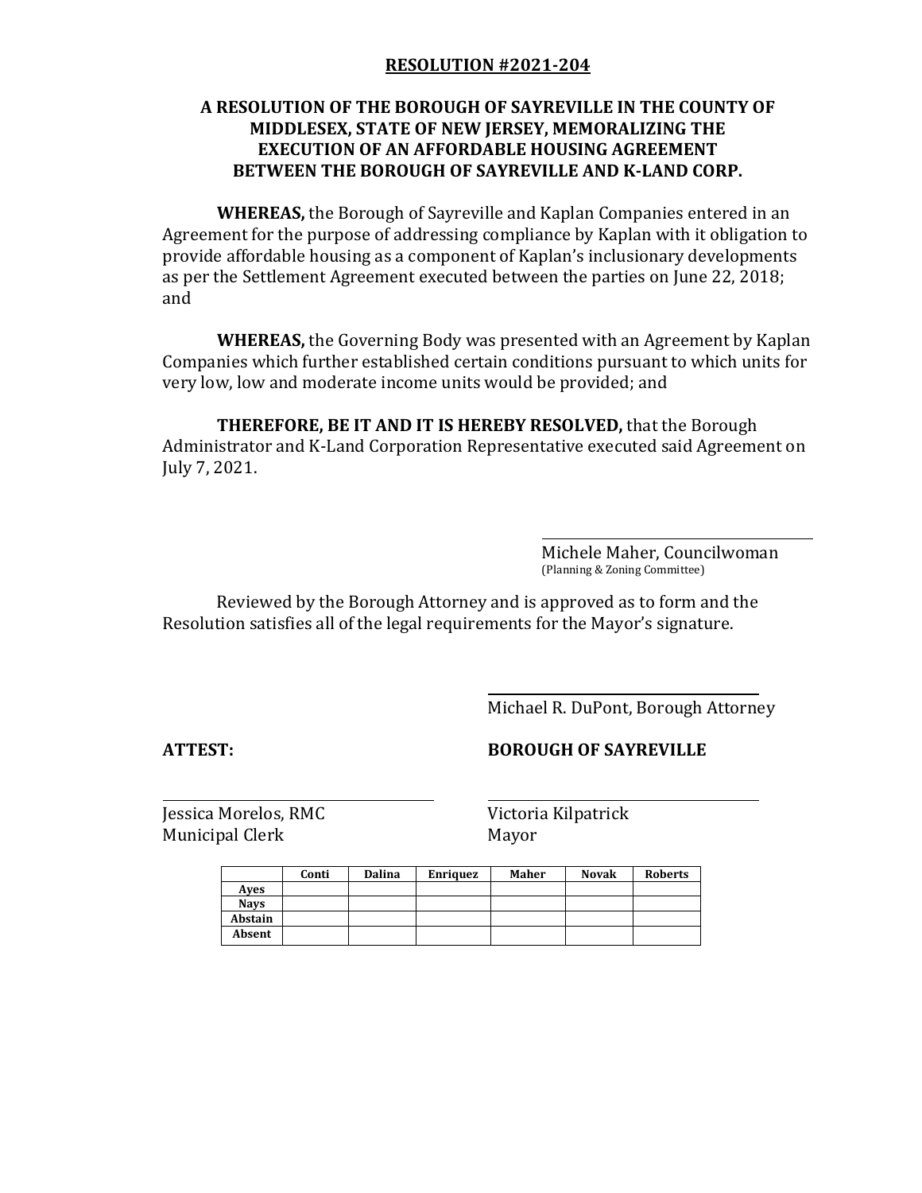**RESOLUTION #2021-204**

**A RESOLUTION OF THE BOROUGH OF SAYREVILLE IN THE COUNTY OF MIDDLESEX, STATE OF NEW JERSEY, MEMORALIZING THE EXECUTION OF AN AFFORDABLE HOUSING AGREEMENT BETWEEN THE BOROUGH OF SAYREVILLE AND K-LAND CORP.**

**WHEREAS,** the Borough of Sayreville and Kaplan Companies entered in an Agreement for the purpose of addressing compliance by Kaplan with it obligation to provide affordable housing as a component of Kaplan's inclusionary developments as per the Settlement Agreement executed between the parties on June 22, 2018; and

**WHEREAS,** the Governing Body was presented with an Agreement by Kaplan Companies which further established certain conditions pursuant to which units for very low, low and moderate income units would be provided; and

**THEREFORE, BE IT AND IT IS HEREBY RESOLVED,** that the Borough Administrator and K-Land Corporation Representative executed said Agreement on July 7, 2021.

Michele Maher, Councilwoman
(Planning & Zoning Committee)

Reviewed by the Borough Attorney and is approved as to form and the Resolution satisfies all of the legal requirements for the Mayor's signature.

Michael R. DuPont, Borough Attorney

**ATTEST:** **BOROUGH OF SAYREVILLE**

Jessica Morelos, RMC
Municipal Clerk

Victoria Kilpatrick
Mayor

| | Conti | Dalina | Enriquez | Maher | Novak | Roberts |
|---|---|---|---|---|---|---|
| Ayes | | | | | | |
| Nays | | | | | | |
| Abstain | | | | | | |
| Absent | | | | | | |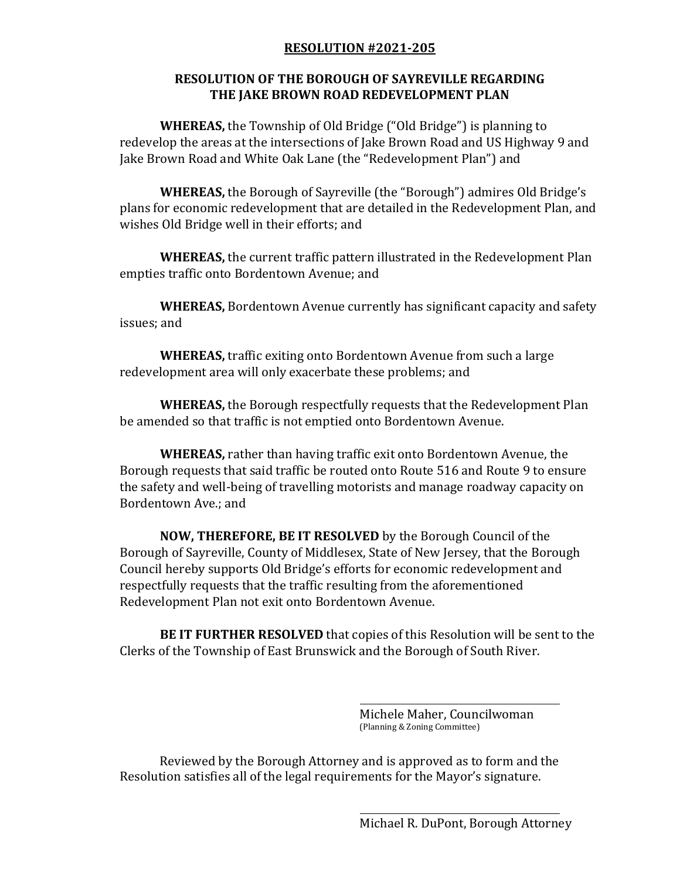**RESOLUTION #2021-205**

**RESOLUTION OF THE BOROUGH OF SAYREVILLE REGARDING THE JAKE BROWN ROAD REDEVELOPMENT PLAN**

**WHEREAS,** the Township of Old Bridge ("Old Bridge") is planning to redevelop the areas at the intersections of Jake Brown Road and US Highway 9 and Jake Brown Road and White Oak Lane (the "Redevelopment Plan") and

**WHEREAS,** the Borough of Sayreville (the "Borough") admires Old Bridge's plans for economic redevelopment that are detailed in the Redevelopment Plan, and wishes Old Bridge well in their efforts; and

**WHEREAS,** the current traffic pattern illustrated in the Redevelopment Plan empties traffic onto Bordentown Avenue; and

**WHEREAS,** Bordentown Avenue currently has significant capacity and safety issues; and

**WHEREAS,** traffic exiting onto Bordentown Avenue from such a large redevelopment area will only exacerbate these problems; and

**WHEREAS,** the Borough respectfully requests that the Redevelopment Plan be amended so that traffic is not emptied onto Bordentown Avenue.

**WHEREAS,** rather than having traffic exit onto Bordentown Avenue, the Borough requests that said traffic be routed onto Route 516 and Route 9 to ensure the safety and well-being of travelling motorists and manage roadway capacity on Bordentown Ave.; and

**NOW, THEREFORE, BE IT RESOLVED** by the Borough Council of the Borough of Sayreville, County of Middlesex, State of New Jersey, that the Borough Council hereby supports Old Bridge's efforts for economic redevelopment and respectfully requests that the traffic resulting from the aforementioned Redevelopment Plan not exit onto Bordentown Avenue.

**BE IT FURTHER RESOLVED** that copies of this Resolution will be sent to the Clerks of the Township of East Brunswick and the Borough of South River.

\_\_\_\_\_\_\_\_\_\_\_\_\_\_\_\_\_\_\_\_\_\_\_\_\_\_\_\_\_\_\_\_\_\_\_\_

Michele Maher, Councilwoman
(Planning & Zoning Committee)

Reviewed by the Borough Attorney and is approved as to form and the Resolution satisfies all of the legal requirements for the Mayor's signature.

\_\_\_\_\_\_\_\_\_\_\_\_\_\_\_\_\_\_\_\_\_\_\_\_\_\_\_\_\_\_\_\_\_\_\_\_

Michael R. DuPont, Borough Attorney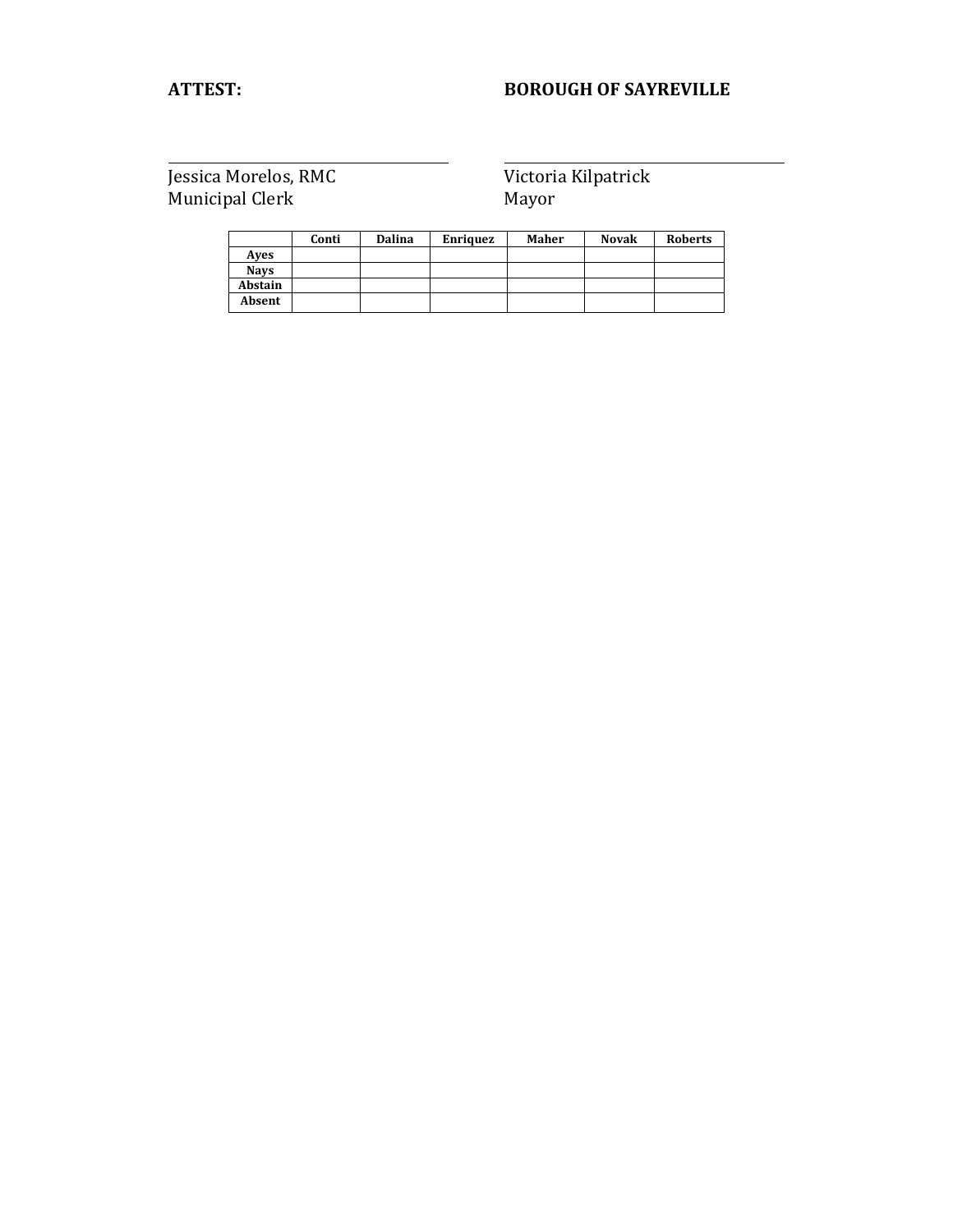**ATTEST:** **BOROUGH OF SAYREVILLE**

\_\_\_\_\_\_\_\_\_\_\_\_\_\_\_\_\_\_\_\_\_\_\_\_\_\_\_\_\_\_\_\_\_\_\_\_\_
Jessica Morelos, RMC
Municipal Clerk

\_\_\_\_\_\_\_\_\_\_\_\_\_\_\_\_\_\_\_\_\_\_\_\_\_\_\_\_\_\_\_\_\_\_\_\_\_
Victoria Kilpatrick
Mayor

| | Conti | Dalina | Enriquez | Maher | Novak | Roberts |
|---|---|---|---|---|---|---|
| Ayes | | | | | | |
| Nays | | | | | | |
| Abstain | | | | | | |
| Absent | | | | | | |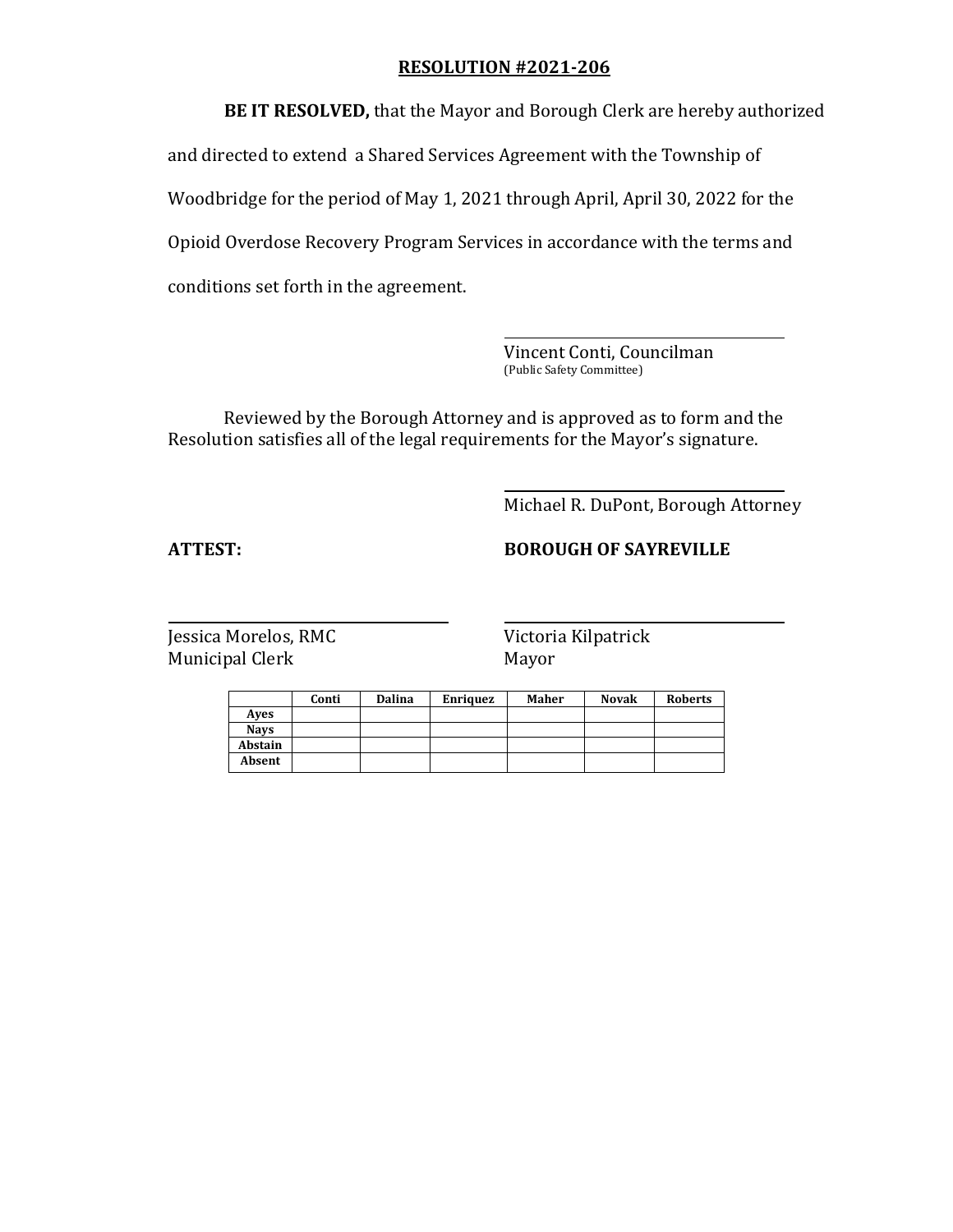**RESOLUTION #2021-206**

**BE IT RESOLVED,** that the Mayor and Borough Clerk are hereby authorized and directed to extend a Shared Services Agreement with the Township of Woodbridge for the period of May 1, 2021 through April, April 30, 2022 for the Opioid Overdose Recovery Program Services in accordance with the terms and conditions set forth in the agreement.

Vincent Conti, Councilman
(Public Safety Committee)

Reviewed by the Borough Attorney and is approved as to form and the Resolution satisfies all of the legal requirements for the Mayor's signature.

Michael R. DuPont, Borough Attorney

**ATTEST:**

**BOROUGH OF SAYREVILLE**

Jessica Morelos, RMC
Municipal Clerk

Victoria Kilpatrick
Mayor

| | Conti | Dalina | Enriquez | Maher | Novak | Roberts |
|---|---|---|---|---|---|---|
| **Ayes** | | | | | | |
| **Nays** | | | | | | |
| **Abstain** | | | | | | |
| **Absent** | | | | | | |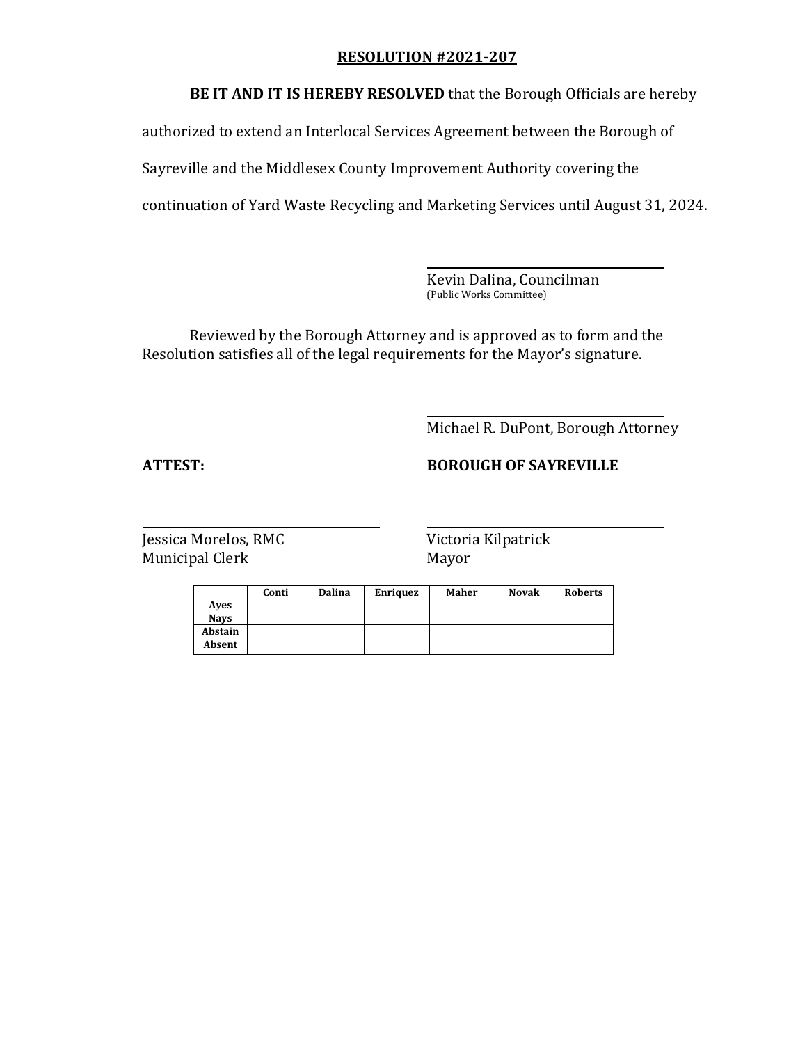**RESOLUTION #2021-207**

**BE IT AND IT IS HEREBY RESOLVED** that the Borough Officials are hereby authorized to extend an Interlocal Services Agreement between the Borough of Sayreville and the Middlesex County Improvement Authority covering the continuation of Yard Waste Recycling and Marketing Services until August 31, 2024.

Kevin Dalina, Councilman
(Public Works Committee)

Reviewed by the Borough Attorney and is approved as to form and the Resolution satisfies all of the legal requirements for the Mayor's signature.

Michael R. DuPont, Borough Attorney

**ATTEST:**

Jessica Morelos, RMC
Municipal Clerk

**BOROUGH OF SAYREVILLE**

Victoria Kilpatrick
Mayor

| | Conti | Dalina | Enriquez | Maher | Novak | Roberts |
|---|---|---|---|---|---|---|
| **Ayes** | | | | | | |
| **Nays** | | | | | | |
| **Abstain** | | | | | | |
| **Absent** | | | | | | |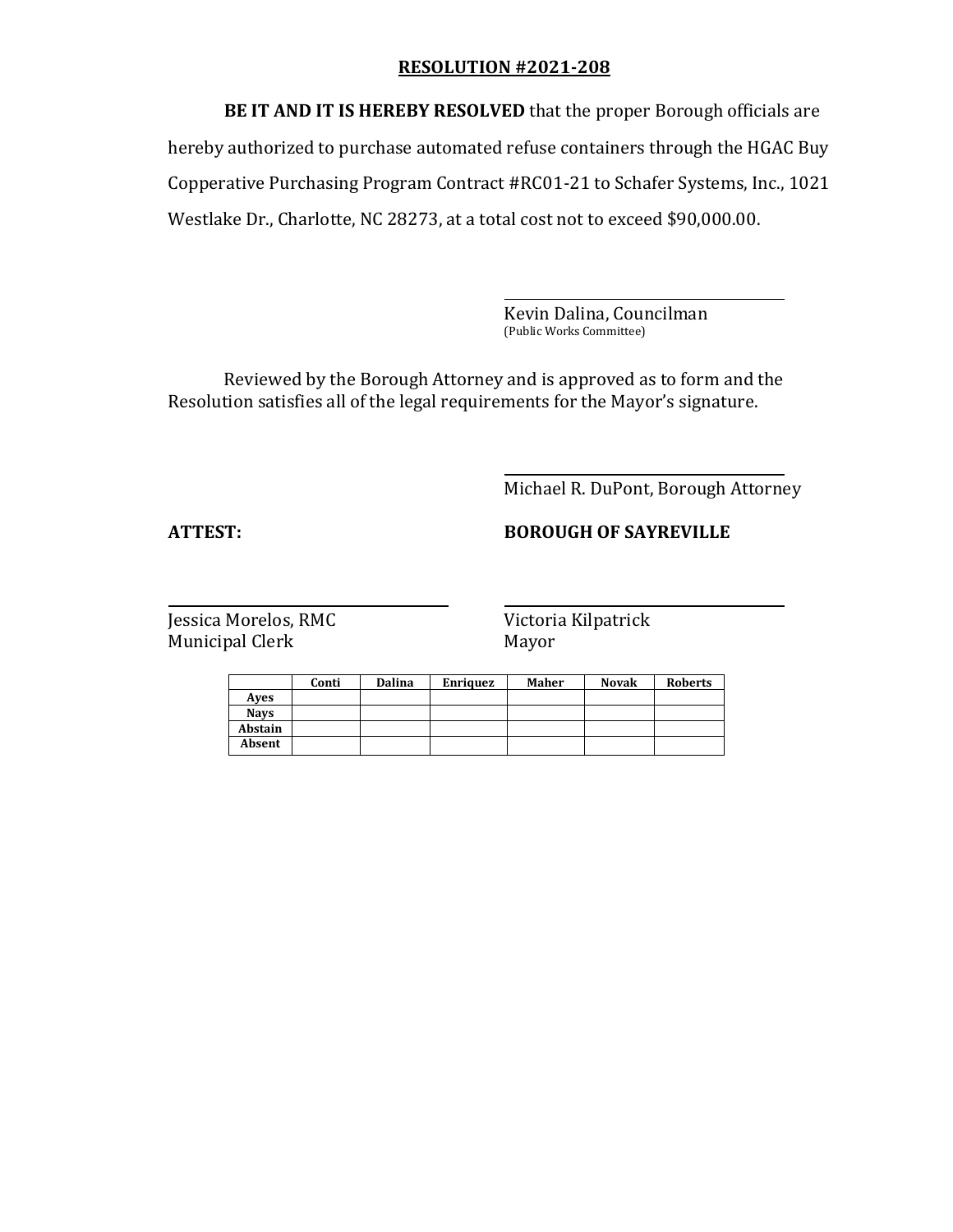**RESOLUTION #2021-208**

**BE IT AND IT IS HEREBY RESOLVED** that the proper Borough officials are hereby authorized to purchase automated refuse containers through the HGAC Buy Copperative Purchasing Program Contract #RC01-21 to Schafer Systems, Inc., 1021 Westlake Dr., Charlotte, NC 28273, at a total cost not to exceed $90,000.00.

Kevin Dalina, Councilman
(Public Works Committee)

Reviewed by the Borough Attorney and is approved as to form and the Resolution satisfies all of the legal requirements for the Mayor's signature.

Michael R. DuPont, Borough Attorney

**ATTEST:**

**BOROUGH OF SAYREVILLE**

Jessica Morelos, RMC
Municipal Clerk

Victoria Kilpatrick
Mayor

| | Conti | Dalina | Enriquez | Maher | Novak | Roberts |
|---|---|---|---|---|---|---|
| Ayes | | | | | | |
| Nays | | | | | | |
| Abstain | | | | | | |
| Absent | | | | | | |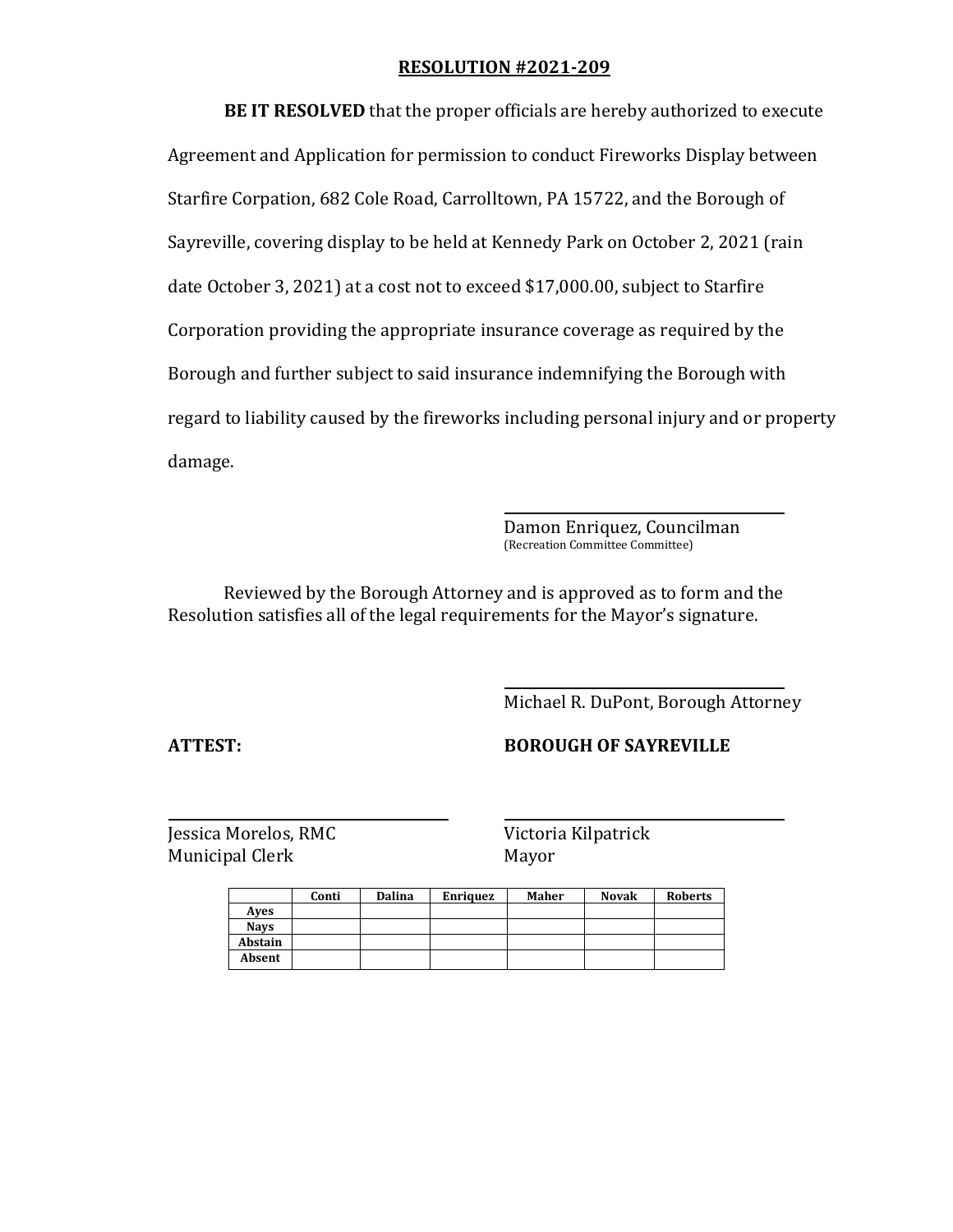**RESOLUTION #2021-209**

**BE IT RESOLVED** that the proper officials are hereby authorized to execute Agreement and Application for permission to conduct Fireworks Display between Starfire Corpation, 682 Cole Road, Carrolltown, PA 15722, and the Borough of Sayreville, covering display to be held at Kennedy Park on October 2, 2021 (rain date October 3, 2021) at a cost not to exceed $17,000.00, subject to Starfire Corporation providing the appropriate insurance coverage as required by the Borough and further subject to said insurance indemnifying the Borough with regard to liability caused by the fireworks including personal injury and or property damage.

Damon Enriquez, Councilman
(Recreation Committee Committee)

Reviewed by the Borough Attorney and is approved as to form and the Resolution satisfies all of the legal requirements for the Mayor's signature.

Michael R. DuPont, Borough Attorney

**ATTEST:**

**BOROUGH OF SAYREVILLE**

Jessica Morelos, RMC
Municipal Clerk

Victoria Kilpatrick
Mayor

| | Conti | Dalina | Enriquez | Maher | Novak | Roberts |
|---|---|---|---|---|---|---|
| Ayes | | | | | | |
| Nays | | | | | | |
| Abstain | | | | | | |
| Absent | | | | | | |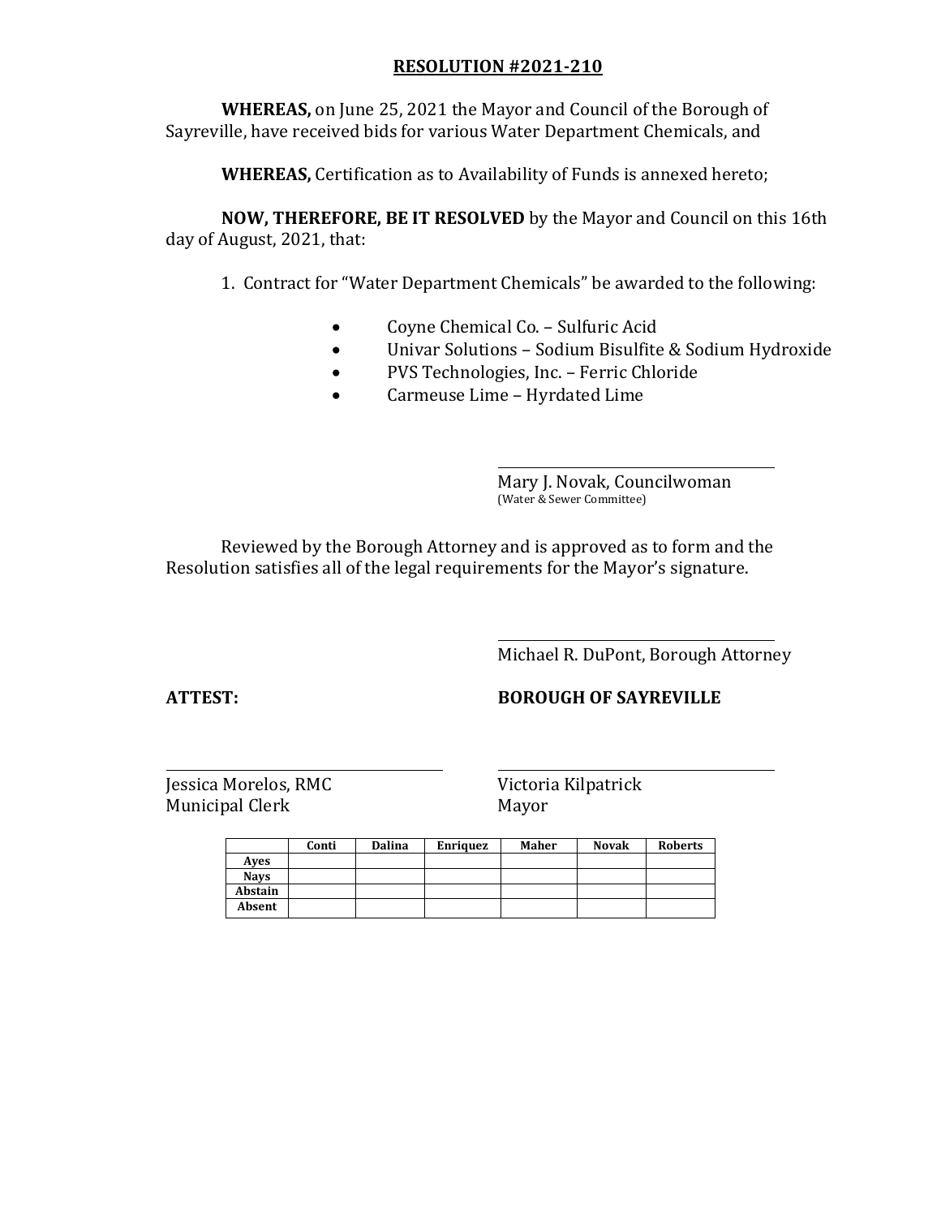**RESOLUTION #2021-210**

**WHEREAS,** on June 25, 2021 the Mayor and Council of the Borough of Sayreville, have received bids for various Water Department Chemicals, and

**WHEREAS,** Certification as to Availability of Funds is annexed hereto;

**NOW, THEREFORE, BE IT RESOLVED** by the Mayor and Council on this 16th day of August, 2021, that:

1. Contract for "Water Department Chemicals" be awarded to the following:

   - Coyne Chemical Co. – Sulfuric Acid
   - Univar Solutions – Sodium Bisulfite & Sodium Hydroxide
   - PVS Technologies, Inc. – Ferric Chloride
   - Carmeuse Lime – Hyrdated Lime

Mary J. Novak, Councilwoman
(Water & Sewer Committee)

Reviewed by the Borough Attorney and is approved as to form and the Resolution satisfies all of the legal requirements for the Mayor's signature.

Michael R. DuPont, Borough Attorney

**ATTEST:**

Jessica Morelos, RMC
Municipal Clerk

**BOROUGH OF SAYREVILLE**

Victoria Kilpatrick
Mayor

| | Conti | Dalina | Enriquez | Maher | Novak | Roberts |
|---|---|---|---|---|---|---|
| **Ayes** | | | | | | |
| **Nays** | | | | | | |
| **Abstain** | | | | | | |
| **Absent** | | | | | | |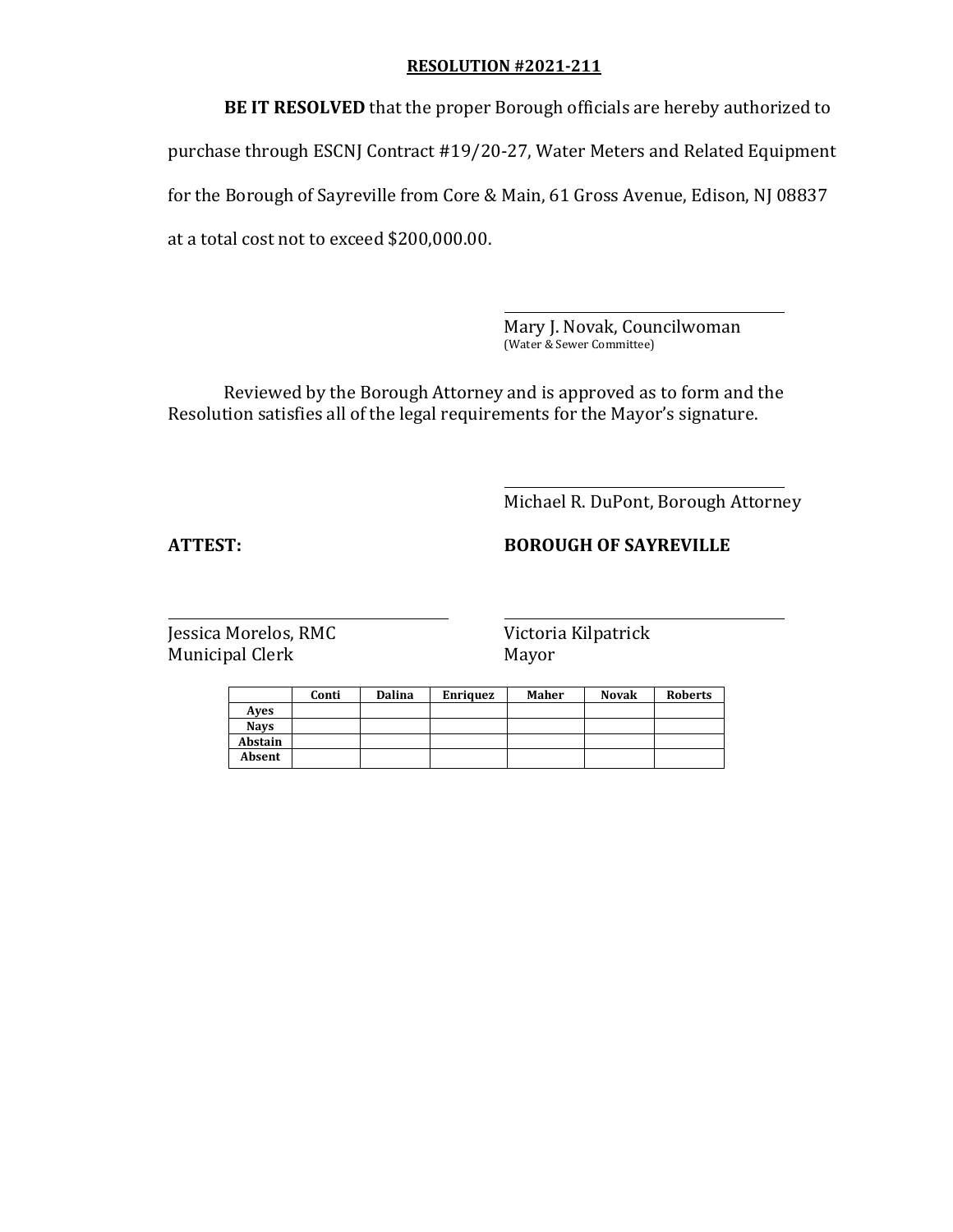**RESOLUTION #2021-211**

**BE IT RESOLVED** that the proper Borough officials are hereby authorized to purchase through ESCNJ Contract #19/20-27, Water Meters and Related Equipment for the Borough of Sayreville from Core & Main, 61 Gross Avenue, Edison, NJ 08837 at a total cost not to exceed $200,000.00.

Mary J. Novak, Councilwoman
(Water & Sewer Committee)

Reviewed by the Borough Attorney and is approved as to form and the Resolution satisfies all of the legal requirements for the Mayor's signature.

Michael R. DuPont, Borough Attorney

**ATTEST:** **BOROUGH OF SAYREVILLE**

Jessica Morelos, RMC
Municipal Clerk

Victoria Kilpatrick
Mayor

| | Conti | Dalina | Enriquez | Maher | Novak | Roberts |
|---|---|---|---|---|---|---|
| **Ayes** | | | | | | |
| **Nays** | | | | | | |
| **Abstain** | | | | | | |
| **Absent** | | | | | | |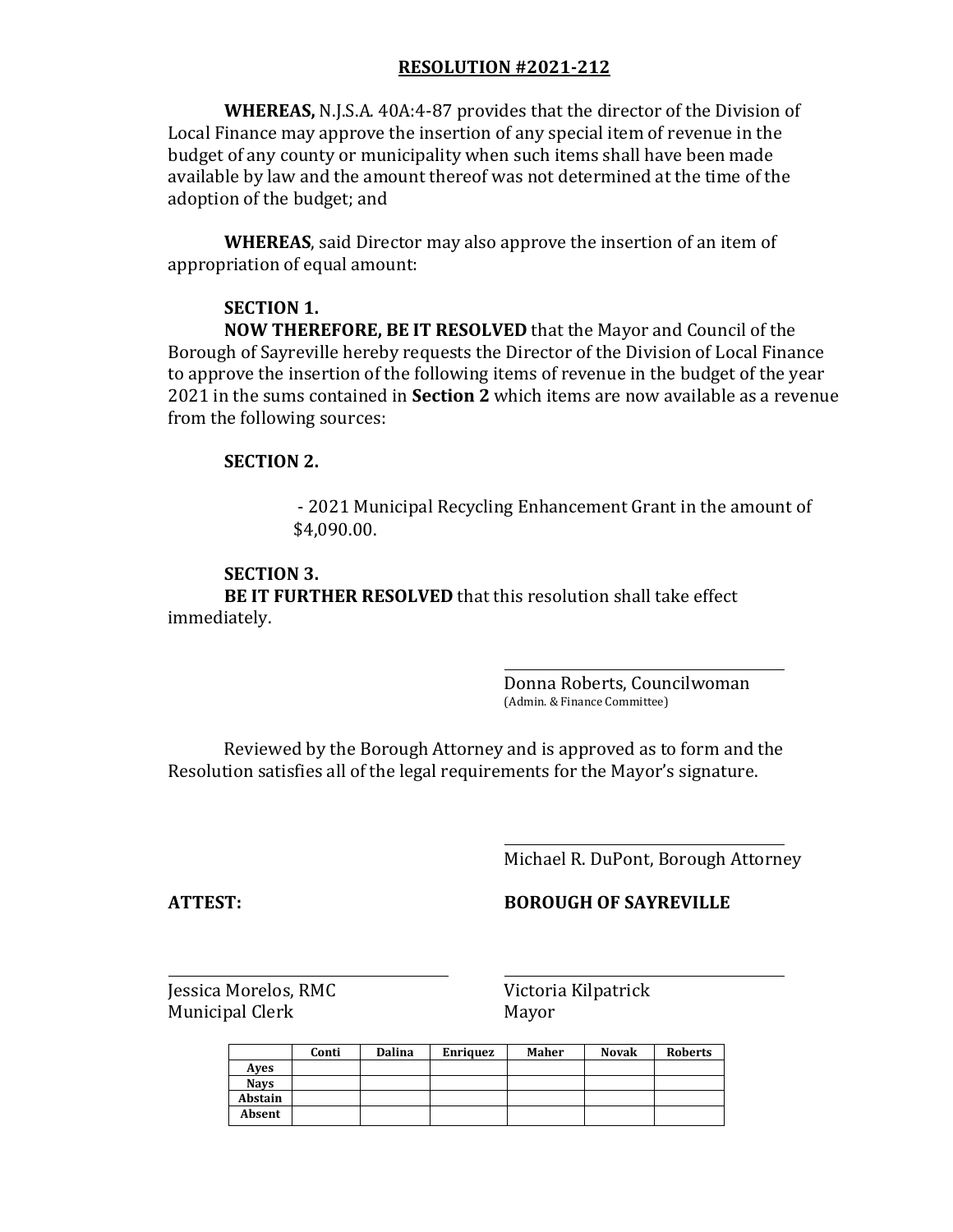## RESOLUTION #2021-212

**WHEREAS,** N.J.S.A. 40A:4-87 provides that the director of the Division of Local Finance may approve the insertion of any special item of revenue in the budget of any county or municipality when such items shall have been made available by law and the amount thereof was not determined at the time of the adoption of the budget; and

**WHEREAS**, said Director may also approve the insertion of an item of appropriation of equal amount:

**SECTION 1.**

**NOW THEREFORE, BE IT RESOLVED** that the Mayor and Council of the Borough of Sayreville hereby requests the Director of the Division of Local Finance to approve the insertion of the following items of revenue in the budget of the year 2021 in the sums contained in **Section 2** which items are now available as a revenue from the following sources:

**SECTION 2.**

- 2021 Municipal Recycling Enhancement Grant in the amount of $4,090.00.

**SECTION 3.**

**BE IT FURTHER RESOLVED** that this resolution shall take effect immediately.

Donna Roberts, Councilwoman
(Admin. & Finance Committee)

Reviewed by the Borough Attorney and is approved as to form and the Resolution satisfies all of the legal requirements for the Mayor's signature.

Michael R. DuPont, Borough Attorney

**ATTEST:**

**BOROUGH OF SAYREVILLE**

Jessica Morelos, RMC
Municipal Clerk

Victoria Kilpatrick
Mayor

| | Conti | Dalina | Enriquez | Maher | Novak | Roberts |
|---|---|---|---|---|---|---|
| Ayes | | | | | | |
| Nays | | | | | | |
| Abstain | | | | | | |
| Absent | | | | | | |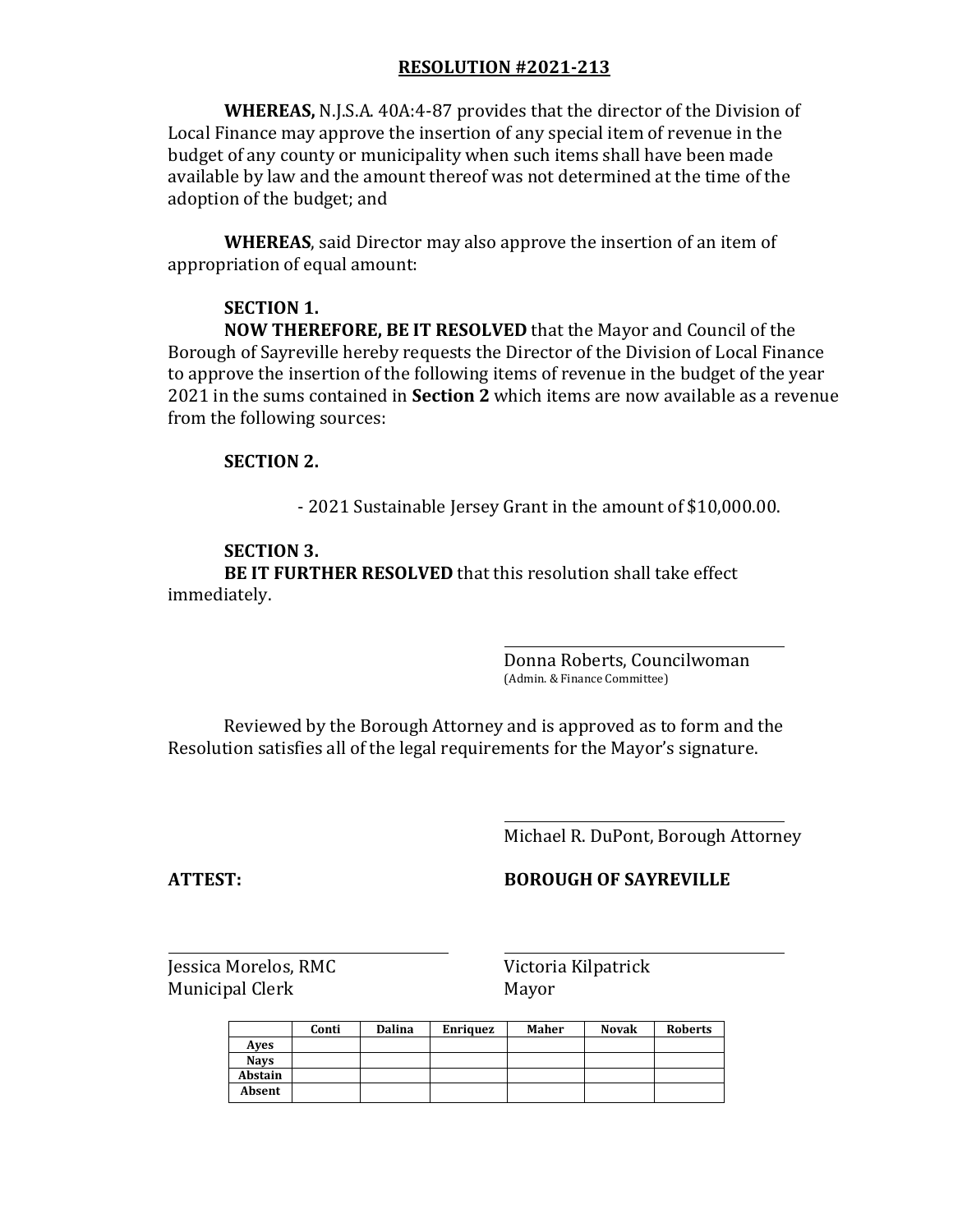# RESOLUTION #2021-213

**WHEREAS,** N.J.S.A. 40A:4-87 provides that the director of the Division of Local Finance may approve the insertion of any special item of revenue in the budget of any county or municipality when such items shall have been made available by law and the amount thereof was not determined at the time of the adoption of the budget; and

**WHEREAS**, said Director may also approve the insertion of an item of appropriation of equal amount:

**SECTION 1.**
**NOW THEREFORE, BE IT RESOLVED** that the Mayor and Council of the Borough of Sayreville hereby requests the Director of the Division of Local Finance to approve the insertion of the following items of revenue in the budget of the year 2021 in the sums contained in **Section 2** which items are now available as a revenue from the following sources:

**SECTION 2.**

- 2021 Sustainable Jersey Grant in the amount of $10,000.00.

**SECTION 3.**
**BE IT FURTHER RESOLVED** that this resolution shall take effect immediately.

Donna Roberts, Councilwoman
(Admin. & Finance Committee)

Reviewed by the Borough Attorney and is approved as to form and the Resolution satisfies all of the legal requirements for the Mayor's signature.

Michael R. DuPont, Borough Attorney

**ATTEST:** **BOROUGH OF SAYREVILLE**

Jessica Morelos, RMC
Municipal Clerk

Victoria Kilpatrick
Mayor

| | Conti | Dalina | Enriquez | Maher | Novak | Roberts |
|---|---|---|---|---|---|---|
| Ayes | | | | | | |
| Nays | | | | | | |
| Abstain | | | | | | |
| Absent | | | | | | |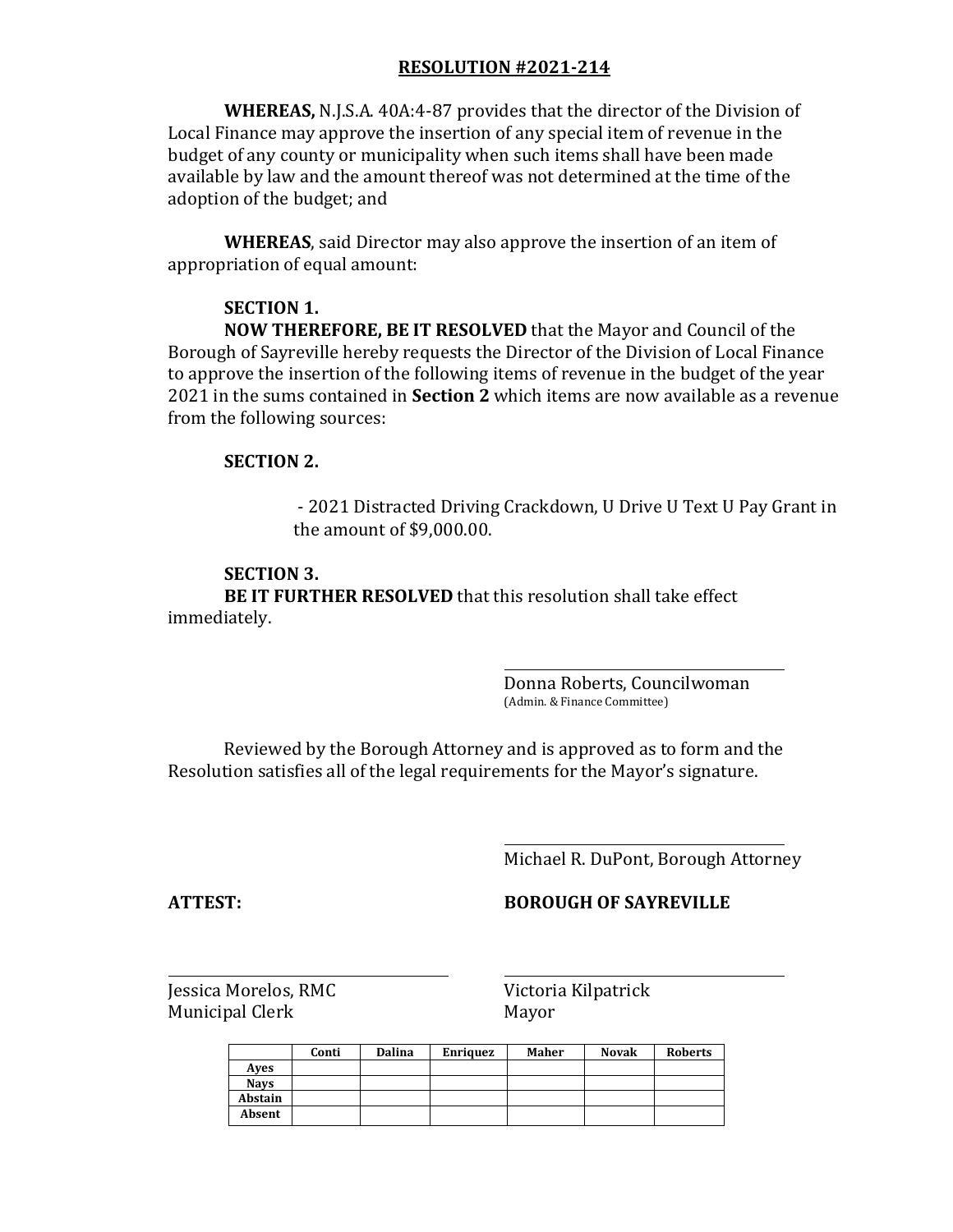## RESOLUTION #2021-214

**WHEREAS,** N.J.S.A. 40A:4-87 provides that the director of the Division of Local Finance may approve the insertion of any special item of revenue in the budget of any county or municipality when such items shall have been made available by law and the amount thereof was not determined at the time of the adoption of the budget; and

**WHEREAS**, said Director may also approve the insertion of an item of appropriation of equal amount:

**SECTION 1.**

**NOW THEREFORE, BE IT RESOLVED** that the Mayor and Council of the Borough of Sayreville hereby requests the Director of the Division of Local Finance to approve the insertion of the following items of revenue in the budget of the year 2021 in the sums contained in **Section 2** which items are now available as a revenue from the following sources:

**SECTION 2.**

- 2021 Distracted Driving Crackdown, U Drive U Text U Pay Grant in the amount of $9,000.00.

**SECTION 3.**

**BE IT FURTHER RESOLVED** that this resolution shall take effect immediately.

Donna Roberts, Councilwoman
(Admin. & Finance Committee)

Reviewed by the Borough Attorney and is approved as to form and the Resolution satisfies all of the legal requirements for the Mayor's signature.

Michael R. DuPont, Borough Attorney

**ATTEST:**

**BOROUGH OF SAYREVILLE**

Jessica Morelos, RMC
Municipal Clerk

Victoria Kilpatrick
Mayor

| | Conti | Dalina | Enriquez | Maher | Novak | Roberts |
|---|---|---|---|---|---|---|
| Ayes | | | | | | |
| Nays | | | | | | |
| Abstain | | | | | | |
| Absent | | | | | | |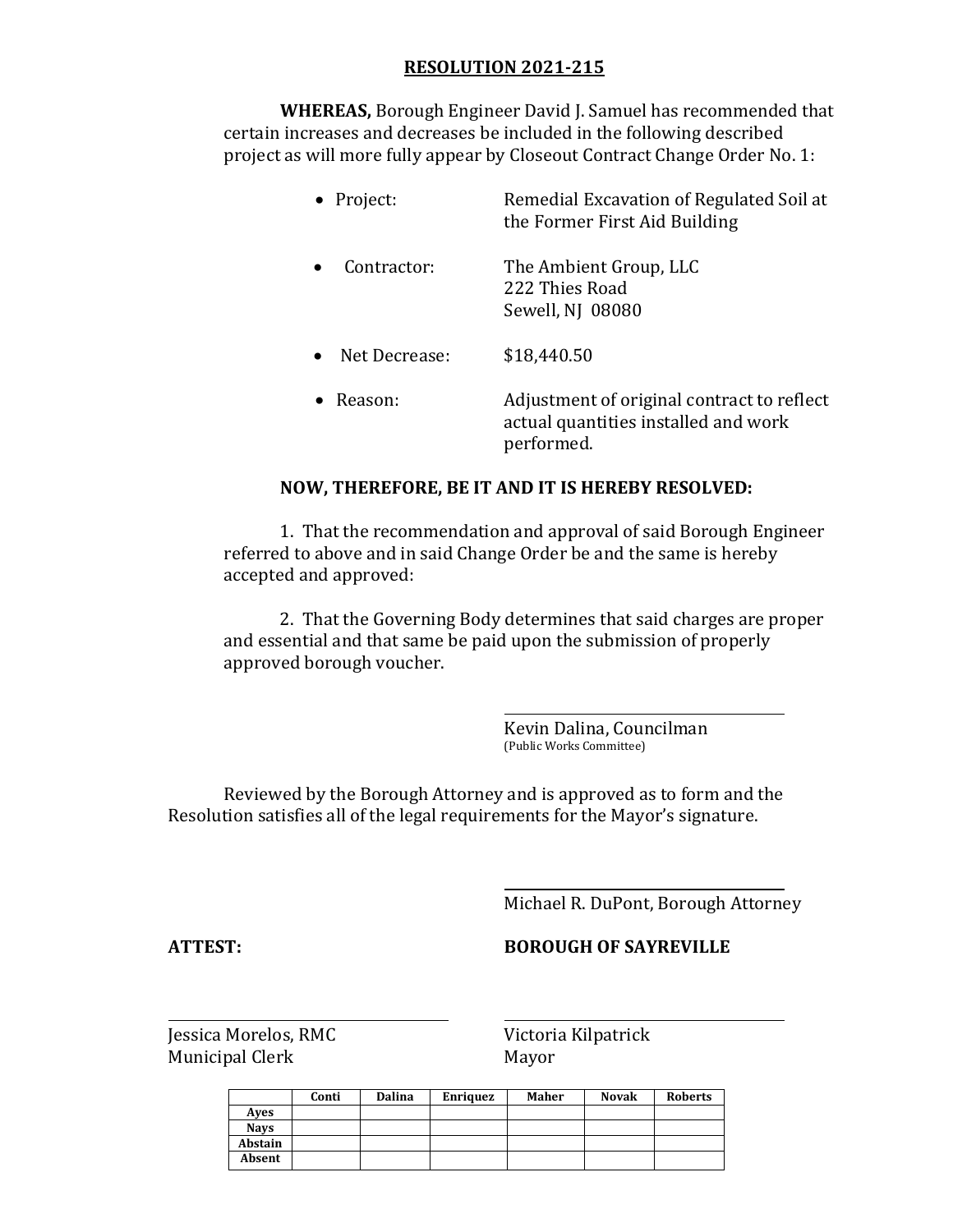## RESOLUTION 2021-215

**WHEREAS,** Borough Engineer David J. Samuel has recommended that certain increases and decreases be included in the following described project as will more fully appear by Closeout Contract Change Order No. 1:

- Project: Remedial Excavation of Regulated Soil at the Former First Aid Building
- Contractor: The Ambient Group, LLC
  222 Thies Road
  Sewell, NJ 08080
- Net Decrease: $18,440.50
- Reason: Adjustment of original contract to reflect actual quantities installed and work performed.

**NOW, THEREFORE, BE IT AND IT IS HEREBY RESOLVED:**

1. That the recommendation and approval of said Borough Engineer referred to above and in said Change Order be and the same is hereby accepted and approved:

2. That the Governing Body determines that said charges are proper and essential and that same be paid upon the submission of properly approved borough voucher.

Kevin Dalina, Councilman
(Public Works Committee)

Reviewed by the Borough Attorney and is approved as to form and the Resolution satisfies all of the legal requirements for the Mayor's signature.

Michael R. DuPont, Borough Attorney

**ATTEST:**

**BOROUGH OF SAYREVILLE**

Jessica Morelos, RMC
Municipal Clerk

Victoria Kilpatrick
Mayor

| | Conti | Dalina | Enriquez | Maher | Novak | Roberts |
|---|---|---|---|---|---|---|
| Ayes | | | | | | |
| Nays | | | | | | |
| Abstain | | | | | | |
| Absent | | | | | | |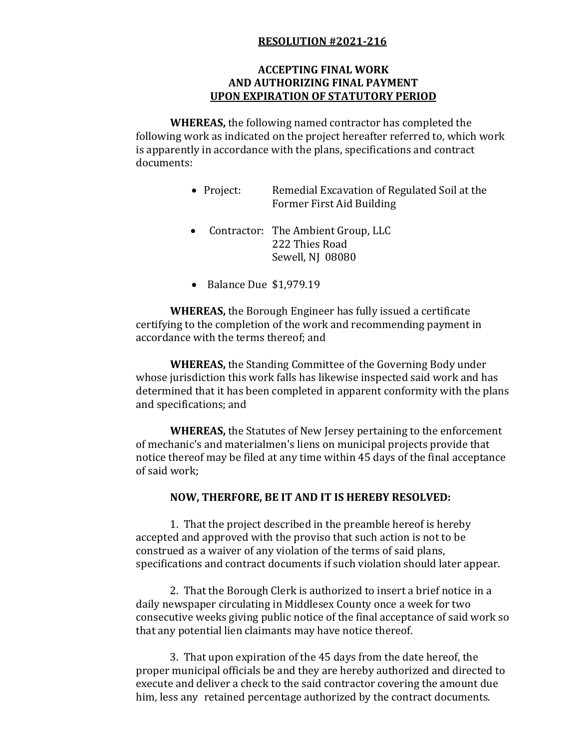# RESOLUTION #2021-216

## ACCEPTING FINAL WORK AND AUTHORIZING FINAL PAYMENT UPON EXPIRATION OF STATUTORY PERIOD

**WHEREAS,** the following named contractor has completed the following work as indicated on the project hereafter referred to, which work is apparently in accordance with the plans, specifications and contract documents:

- Project: Remedial Excavation of Regulated Soil at the Former First Aid Building
- Contractor: The Ambient Group, LLC
  222 Thies Road
  Sewell, NJ 08080
- Balance Due $1,979.19

**WHEREAS,** the Borough Engineer has fully issued a certificate certifying to the completion of the work and recommending payment in accordance with the terms thereof; and

**WHEREAS,** the Standing Committee of the Governing Body under whose jurisdiction this work falls has likewise inspected said work and has determined that it has been completed in apparent conformity with the plans and specifications; and

**WHEREAS,** the Statutes of New Jersey pertaining to the enforcement of mechanic's and materialmen's liens on municipal projects provide that notice thereof may be filed at any time within 45 days of the final acceptance of said work;

**NOW, THERFORE, BE IT AND IT IS HEREBY RESOLVED:**

1. That the project described in the preamble hereof is hereby accepted and approved with the proviso that such action is not to be construed as a waiver of any violation of the terms of said plans, specifications and contract documents if such violation should later appear.

2. That the Borough Clerk is authorized to insert a brief notice in a daily newspaper circulating in Middlesex County once a week for two consecutive weeks giving public notice of the final acceptance of said work so that any potential lien claimants may have notice thereof.

3. That upon expiration of the 45 days from the date hereof, the proper municipal officials be and they are hereby authorized and directed to execute and deliver a check to the said contractor covering the amount due him, less any retained percentage authorized by the contract documents.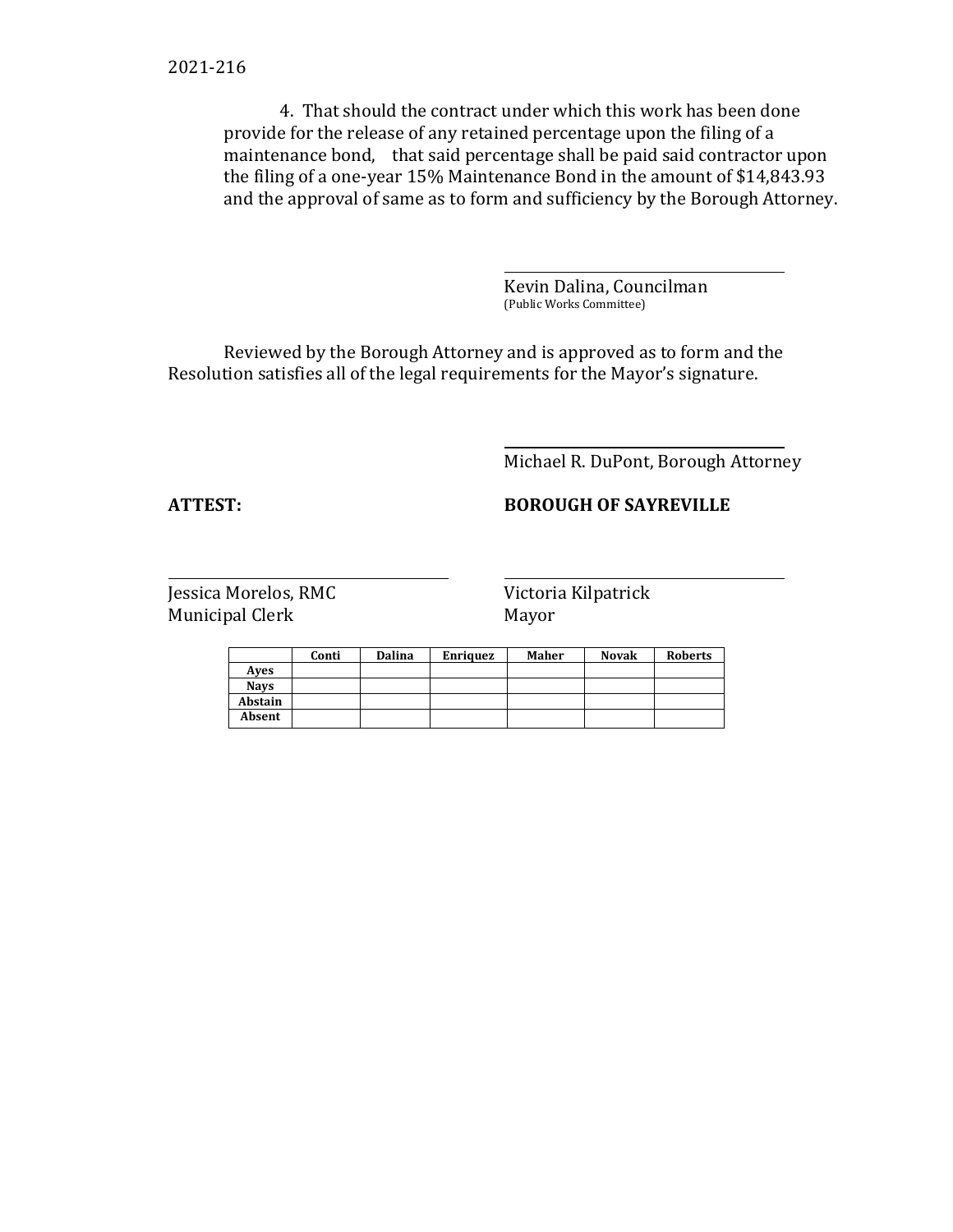2021-216

4. That should the contract under which this work has been done provide for the release of any retained percentage upon the filing of a maintenance bond, that said percentage shall be paid said contractor upon the filing of a one-year 15% Maintenance Bond in the amount of $14,843.93 and the approval of same as to form and sufficiency by the Borough Attorney.

Kevin Dalina, Councilman
(Public Works Committee)

Reviewed by the Borough Attorney and is approved as to form and the Resolution satisfies all of the legal requirements for the Mayor's signature.

Michael R. DuPont, Borough Attorney

**ATTEST:**

**BOROUGH OF SAYREVILLE**

Jessica Morelos, RMC
Municipal Clerk

Victoria Kilpatrick
Mayor

| | Conti | Dalina | Enriquez | Maher | Novak | Roberts |
|---|---|---|---|---|---|---|
| Ayes | | | | | | |
| Nays | | | | | | |
| Abstain | | | | | | |
| Absent | | | | | | |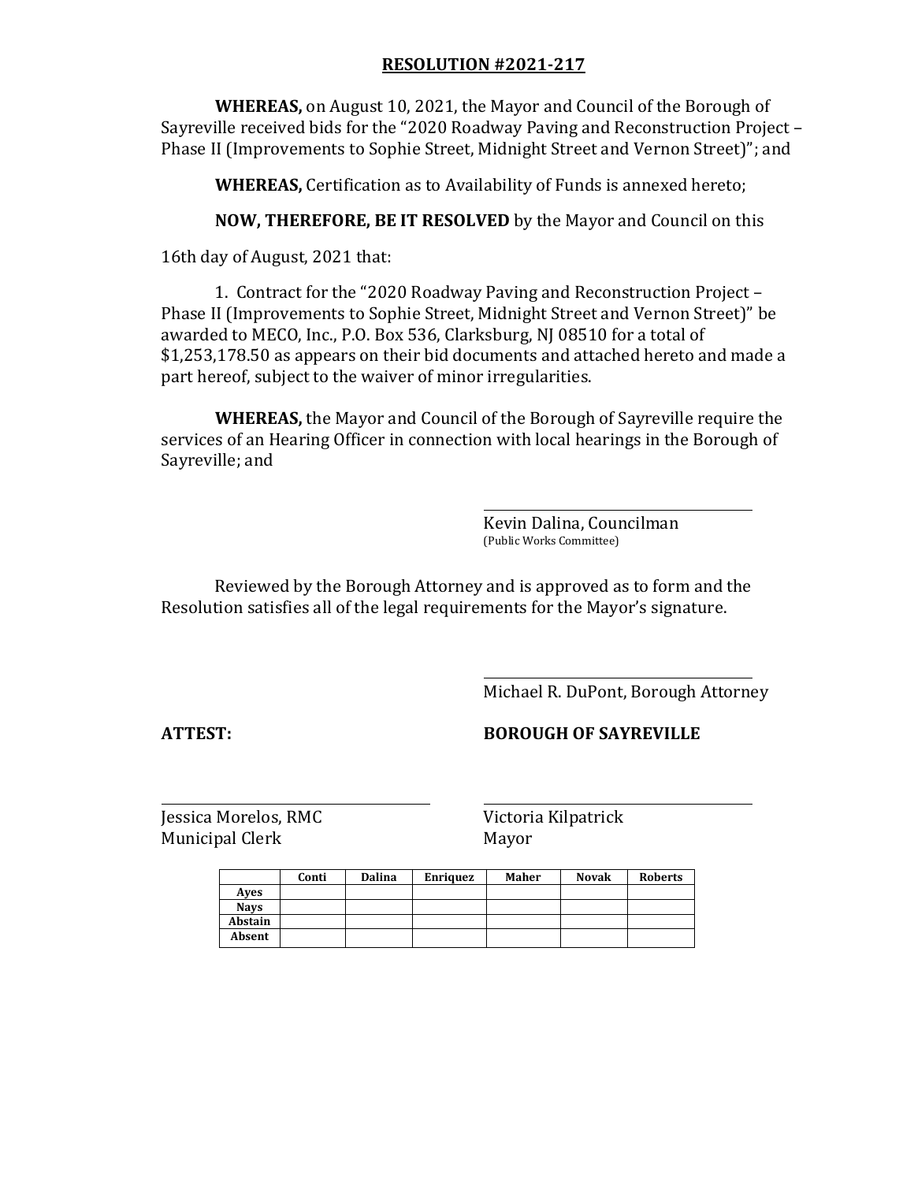**RESOLUTION #2021-217**

**WHEREAS,** on August 10, 2021, the Mayor and Council of the Borough of Sayreville received bids for the "2020 Roadway Paving and Reconstruction Project – Phase II (Improvements to Sophie Street, Midnight Street and Vernon Street)"; and

**WHEREAS,** Certification as to Availability of Funds is annexed hereto;

**NOW, THEREFORE, BE IT RESOLVED** by the Mayor and Council on this

16th day of August, 2021 that:

1. Contract for the "2020 Roadway Paving and Reconstruction Project – Phase II (Improvements to Sophie Street, Midnight Street and Vernon Street)" be awarded to MECO, Inc., P.O. Box 536, Clarksburg, NJ 08510 for a total of $1,253,178.50 as appears on their bid documents and attached hereto and made a part hereof, subject to the waiver of minor irregularities.

**WHEREAS,** the Mayor and Council of the Borough of Sayreville require the services of an Hearing Officer in connection with local hearings in the Borough of Sayreville; and

Kevin Dalina, Councilman
(Public Works Committee)

Reviewed by the Borough Attorney and is approved as to form and the Resolution satisfies all of the legal requirements for the Mayor's signature.

Michael R. DuPont, Borough Attorney

**ATTEST:**

**BOROUGH OF SAYREVILLE**

Jessica Morelos, RMC
Municipal Clerk

Victoria Kilpatrick
Mayor

| | Conti | Dalina | Enriquez | Maher | Novak | Roberts |
|---|---|---|---|---|---|---|
| Ayes | | | | | | |
| Nays | | | | | | |
| Abstain | | | | | | |
| Absent | | | | | | |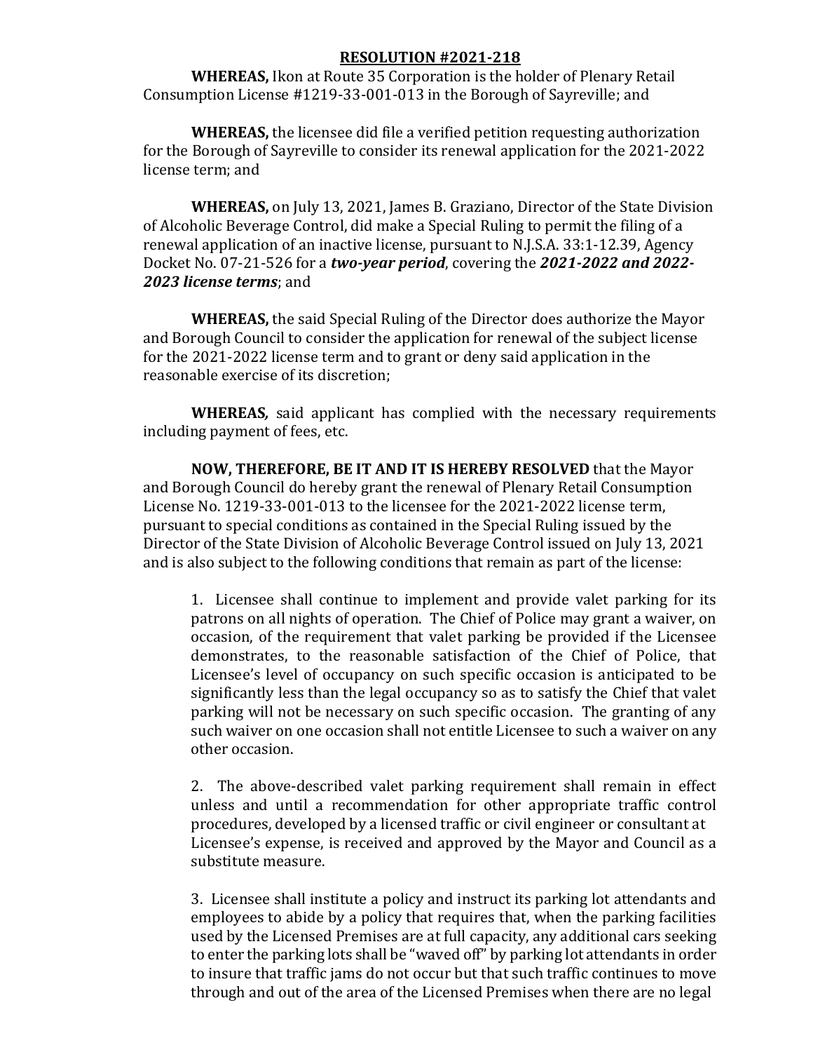**RESOLUTION #2021-218**

**WHEREAS,** Ikon at Route 35 Corporation is the holder of Plenary Retail Consumption License #1219-33-001-013 in the Borough of Sayreville; and

**WHEREAS,** the licensee did file a verified petition requesting authorization for the Borough of Sayreville to consider its renewal application for the 2021-2022 license term; and

**WHEREAS,** on July 13, 2021, James B. Graziano, Director of the State Division of Alcoholic Beverage Control, did make a Special Ruling to permit the filing of a renewal application of an inactive license, pursuant to N.J.S.A. 33:1-12.39, Agency Docket No. 07-21-526 for a ***two-year period***, covering the ***2021-2022 and 2022-2023 license terms***; and

**WHEREAS,** the said Special Ruling of the Director does authorize the Mayor and Borough Council to consider the application for renewal of the subject license for the 2021-2022 license term and to grant or deny said application in the reasonable exercise of its discretion;

***WHEREAS,*** said applicant has complied with the necessary requirements including payment of fees, etc.

**NOW, THEREFORE, BE IT AND IT IS HEREBY RESOLVED** that the Mayor and Borough Council do hereby grant the renewal of Plenary Retail Consumption License No. 1219-33-001-013 to the licensee for the 2021-2022 license term, pursuant to special conditions as contained in the Special Ruling issued by the Director of the State Division of Alcoholic Beverage Control issued on July 13, 2021 and is also subject to the following conditions that remain as part of the license:

1. Licensee shall continue to implement and provide valet parking for its patrons on all nights of operation. The Chief of Police may grant a waiver, on occasion, of the requirement that valet parking be provided if the Licensee demonstrates, to the reasonable satisfaction of the Chief of Police, that Licensee's level of occupancy on such specific occasion is anticipated to be significantly less than the legal occupancy so as to satisfy the Chief that valet parking will not be necessary on such specific occasion. The granting of any such waiver on one occasion shall not entitle Licensee to such a waiver on any other occasion.

2. The above-described valet parking requirement shall remain in effect unless and until a recommendation for other appropriate traffic control procedures, developed by a licensed traffic or civil engineer or consultant at Licensee's expense, is received and approved by the Mayor and Council as a substitute measure.

3. Licensee shall institute a policy and instruct its parking lot attendants and employees to abide by a policy that requires that, when the parking facilities used by the Licensed Premises are at full capacity, any additional cars seeking to enter the parking lots shall be "waved off" by parking lot attendants in order to insure that traffic jams do not occur but that such traffic continues to move through and out of the area of the Licensed Premises when there are no legal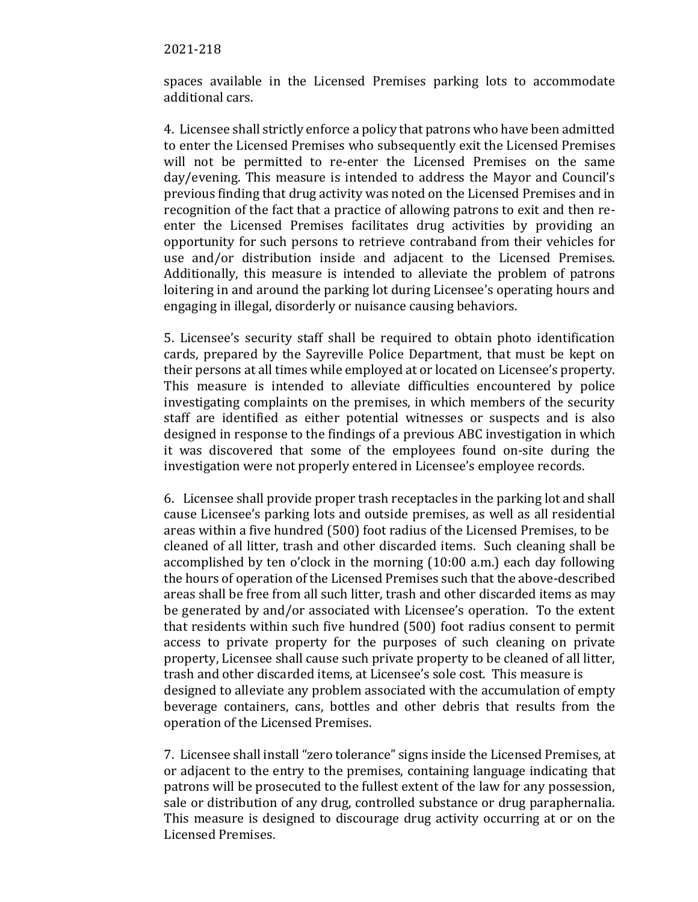spaces available in the Licensed Premises parking lots to accommodate additional cars.

4. Licensee shall strictly enforce a policy that patrons who have been admitted to enter the Licensed Premises who subsequently exit the Licensed Premises will not be permitted to re-enter the Licensed Premises on the same day/evening. This measure is intended to address the Mayor and Council's previous finding that drug activity was noted on the Licensed Premises and in recognition of the fact that a practice of allowing patrons to exit and then re-enter the Licensed Premises facilitates drug activities by providing an opportunity for such persons to retrieve contraband from their vehicles for use and/or distribution inside and adjacent to the Licensed Premises. Additionally, this measure is intended to alleviate the problem of patrons loitering in and around the parking lot during Licensee's operating hours and engaging in illegal, disorderly or nuisance causing behaviors.

5. Licensee's security staff shall be required to obtain photo identification cards, prepared by the Sayreville Police Department, that must be kept on their persons at all times while employed at or located on Licensee's property. This measure is intended to alleviate difficulties encountered by police investigating complaints on the premises, in which members of the security staff are identified as either potential witnesses or suspects and is also designed in response to the findings of a previous ABC investigation in which it was discovered that some of the employees found on-site during the investigation were not properly entered in Licensee's employee records.

6. Licensee shall provide proper trash receptacles in the parking lot and shall cause Licensee's parking lots and outside premises, as well as all residential areas within a five hundred (500) foot radius of the Licensed Premises, to be cleaned of all litter, trash and other discarded items. Such cleaning shall be accomplished by ten o'clock in the morning (10:00 a.m.) each day following the hours of operation of the Licensed Premises such that the above-described areas shall be free from all such litter, trash and other discarded items as may be generated by and/or associated with Licensee's operation. To the extent that residents within such five hundred (500) foot radius consent to permit access to private property for the purposes of such cleaning on private property, Licensee shall cause such private property to be cleaned of all litter, trash and other discarded items, at Licensee's sole cost. This measure is designed to alleviate any problem associated with the accumulation of empty beverage containers, cans, bottles and other debris that results from the operation of the Licensed Premises.

7. Licensee shall install "zero tolerance" signs inside the Licensed Premises, at or adjacent to the entry to the premises, containing language indicating that patrons will be prosecuted to the fullest extent of the law for any possession, sale or distribution of any drug, controlled substance or drug paraphernalia. This measure is designed to discourage drug activity occurring at or on the Licensed Premises.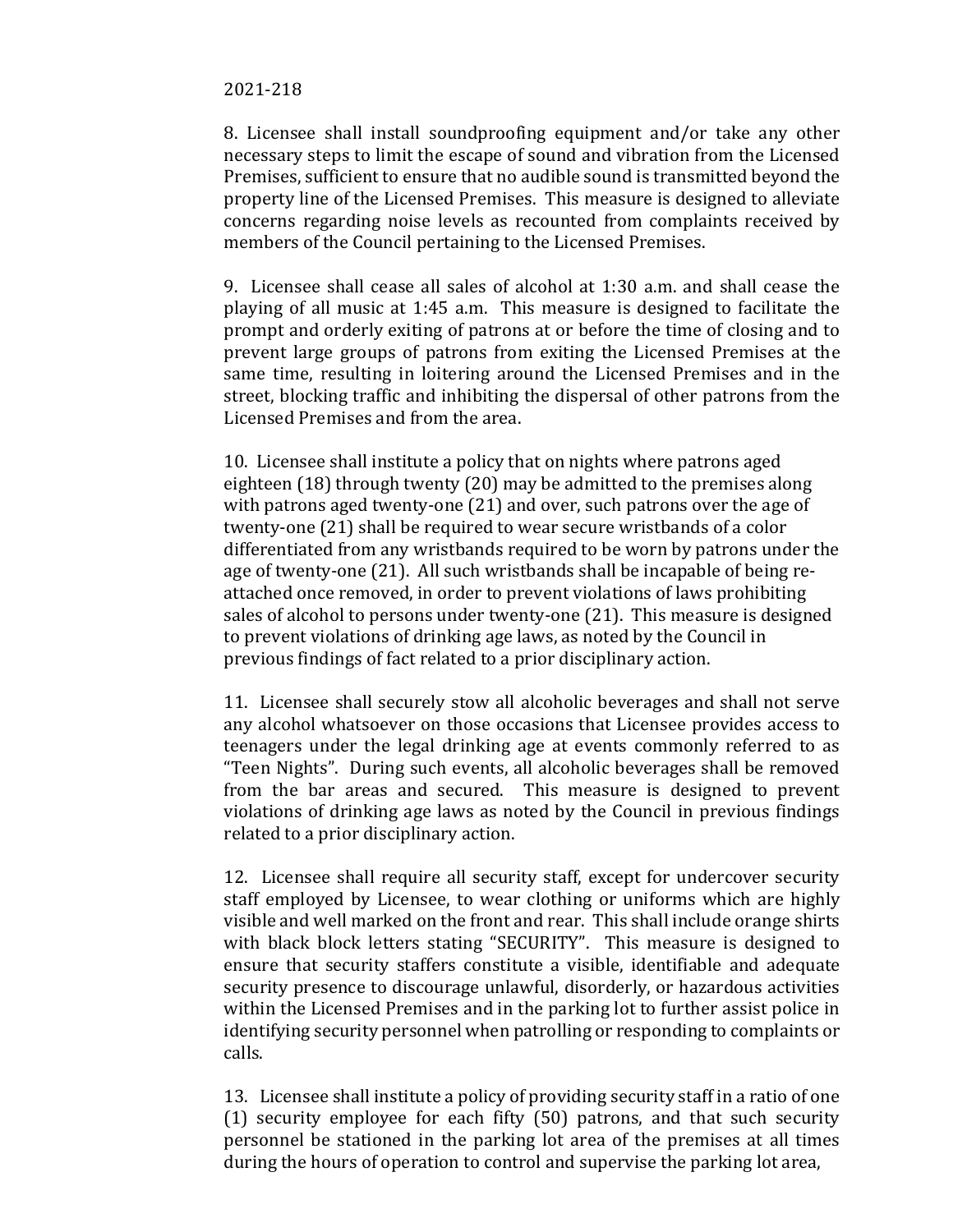2021-218

8. Licensee shall install soundproofing equipment and/or take any other necessary steps to limit the escape of sound and vibration from the Licensed Premises, sufficient to ensure that no audible sound is transmitted beyond the property line of the Licensed Premises. This measure is designed to alleviate concerns regarding noise levels as recounted from complaints received by members of the Council pertaining to the Licensed Premises.

9. Licensee shall cease all sales of alcohol at 1:30 a.m. and shall cease the playing of all music at 1:45 a.m. This measure is designed to facilitate the prompt and orderly exiting of patrons at or before the time of closing and to prevent large groups of patrons from exiting the Licensed Premises at the same time, resulting in loitering around the Licensed Premises and in the street, blocking traffic and inhibiting the dispersal of other patrons from the Licensed Premises and from the area.

10. Licensee shall institute a policy that on nights where patrons aged eighteen (18) through twenty (20) may be admitted to the premises along with patrons aged twenty-one (21) and over, such patrons over the age of twenty-one (21) shall be required to wear secure wristbands of a color differentiated from any wristbands required to be worn by patrons under the age of twenty-one (21). All such wristbands shall be incapable of being re-attached once removed, in order to prevent violations of laws prohibiting sales of alcohol to persons under twenty-one (21). This measure is designed to prevent violations of drinking age laws, as noted by the Council in previous findings of fact related to a prior disciplinary action.

11. Licensee shall securely stow all alcoholic beverages and shall not serve any alcohol whatsoever on those occasions that Licensee provides access to teenagers under the legal drinking age at events commonly referred to as "Teen Nights". During such events, all alcoholic beverages shall be removed from the bar areas and secured. This measure is designed to prevent violations of drinking age laws as noted by the Council in previous findings related to a prior disciplinary action.

12. Licensee shall require all security staff, except for undercover security staff employed by Licensee, to wear clothing or uniforms which are highly visible and well marked on the front and rear. This shall include orange shirts with black block letters stating "SECURITY". This measure is designed to ensure that security staffers constitute a visible, identifiable and adequate security presence to discourage unlawful, disorderly, or hazardous activities within the Licensed Premises and in the parking lot to further assist police in identifying security personnel when patrolling or responding to complaints or calls.

13. Licensee shall institute a policy of providing security staff in a ratio of one (1) security employee for each fifty (50) patrons, and that such security personnel be stationed in the parking lot area of the premises at all times during the hours of operation to control and supervise the parking lot area,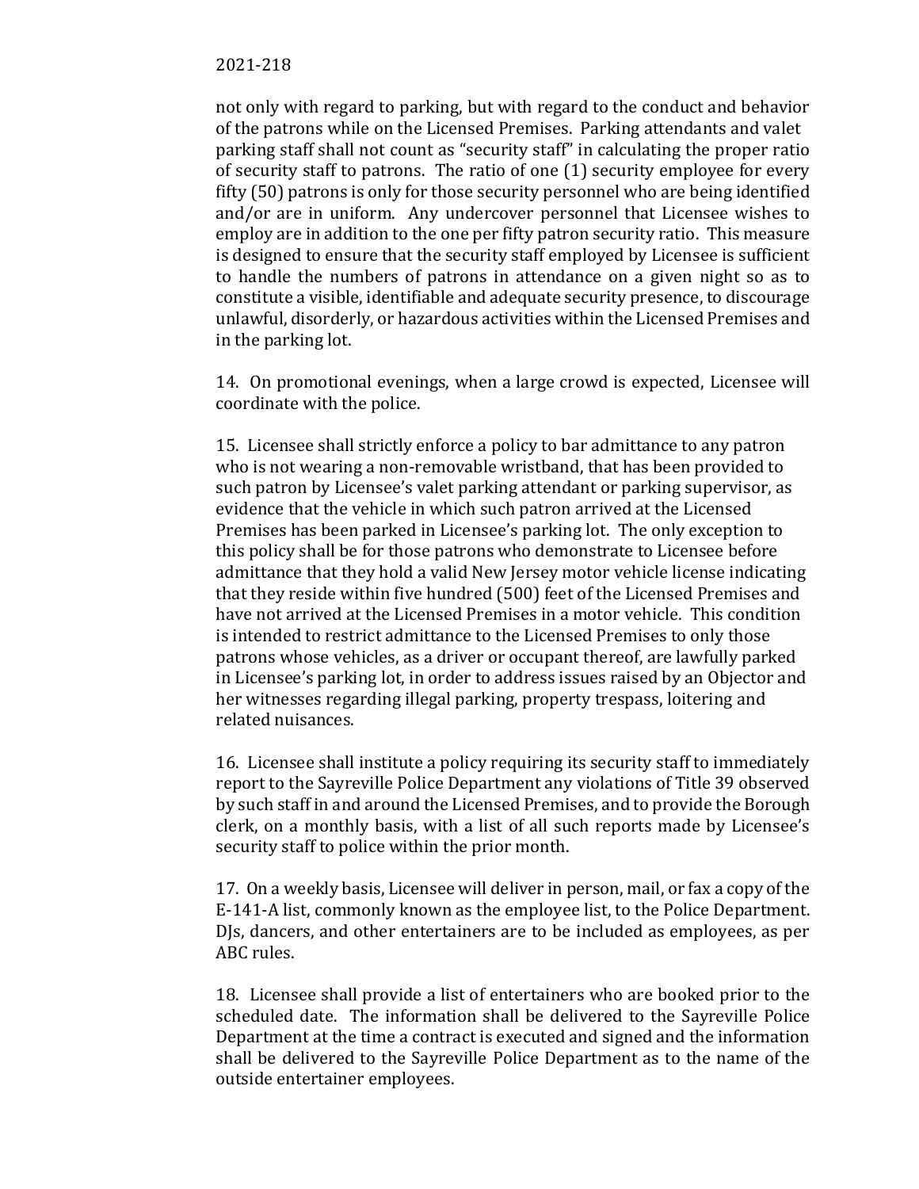not only with regard to parking, but with regard to the conduct and behavior of the patrons while on the Licensed Premises. Parking attendants and valet parking staff shall not count as "security staff" in calculating the proper ratio of security staff to patrons. The ratio of one (1) security employee for every fifty (50) patrons is only for those security personnel who are being identified and/or are in uniform. Any undercover personnel that Licensee wishes to employ are in addition to the one per fifty patron security ratio. This measure is designed to ensure that the security staff employed by Licensee is sufficient to handle the numbers of patrons in attendance on a given night so as to constitute a visible, identifiable and adequate security presence, to discourage unlawful, disorderly, or hazardous activities within the Licensed Premises and in the parking lot.

14. On promotional evenings, when a large crowd is expected, Licensee will coordinate with the police.

15. Licensee shall strictly enforce a policy to bar admittance to any patron who is not wearing a non-removable wristband, that has been provided to such patron by Licensee's valet parking attendant or parking supervisor, as evidence that the vehicle in which such patron arrived at the Licensed Premises has been parked in Licensee's parking lot. The only exception to this policy shall be for those patrons who demonstrate to Licensee before admittance that they hold a valid New Jersey motor vehicle license indicating that they reside within five hundred (500) feet of the Licensed Premises and have not arrived at the Licensed Premises in a motor vehicle. This condition is intended to restrict admittance to the Licensed Premises to only those patrons whose vehicles, as a driver or occupant thereof, are lawfully parked in Licensee's parking lot, in order to address issues raised by an Objector and her witnesses regarding illegal parking, property trespass, loitering and related nuisances.

16. Licensee shall institute a policy requiring its security staff to immediately report to the Sayreville Police Department any violations of Title 39 observed by such staff in and around the Licensed Premises, and to provide the Borough clerk, on a monthly basis, with a list of all such reports made by Licensee's security staff to police within the prior month.

17. On a weekly basis, Licensee will deliver in person, mail, or fax a copy of the E-141-A list, commonly known as the employee list, to the Police Department. DJs, dancers, and other entertainers are to be included as employees, as per ABC rules.

18. Licensee shall provide a list of entertainers who are booked prior to the scheduled date. The information shall be delivered to the Sayreville Police Department at the time a contract is executed and signed and the information shall be delivered to the Sayreville Police Department as to the name of the outside entertainer employees.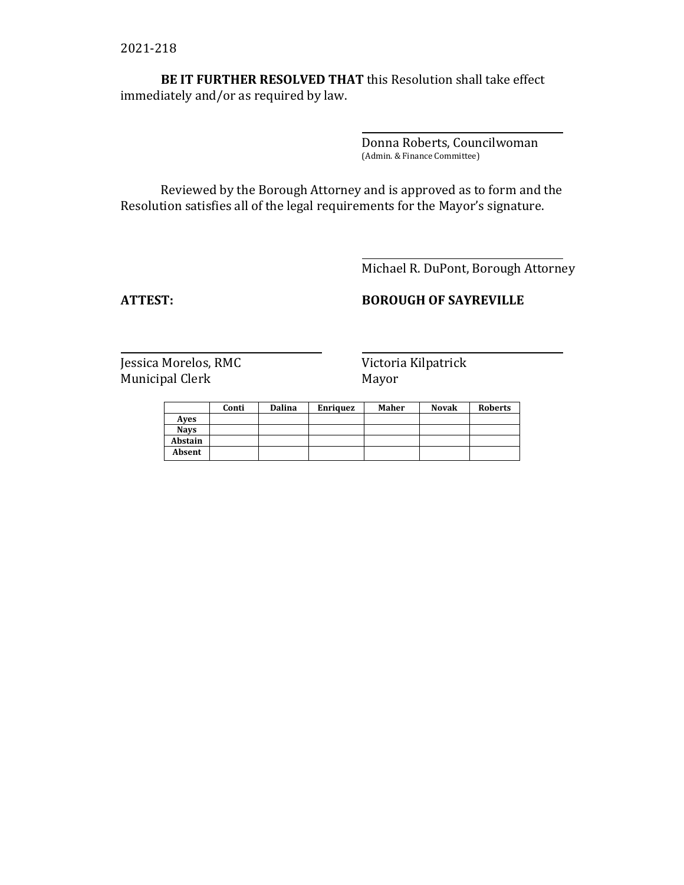2021-218

**BE IT FURTHER RESOLVED THAT** this Resolution shall take effect immediately and/or as required by law.

Donna Roberts, Councilwoman
(Admin. & Finance Committee)

Reviewed by the Borough Attorney and is approved as to form and the Resolution satisfies all of the legal requirements for the Mayor's signature.

Michael R. DuPont, Borough Attorney

**ATTEST:** **BOROUGH OF SAYREVILLE**

Jessica Morelos, RMC
Municipal Clerk

Victoria Kilpatrick
Mayor

| | Conti | Dalina | Enriquez | Maher | Novak | Roberts |
|---|---|---|---|---|---|---|
| **Ayes** | | | | | | |
| **Nays** | | | | | | |
| **Abstain** | | | | | | |
| **Absent** | | | | | | |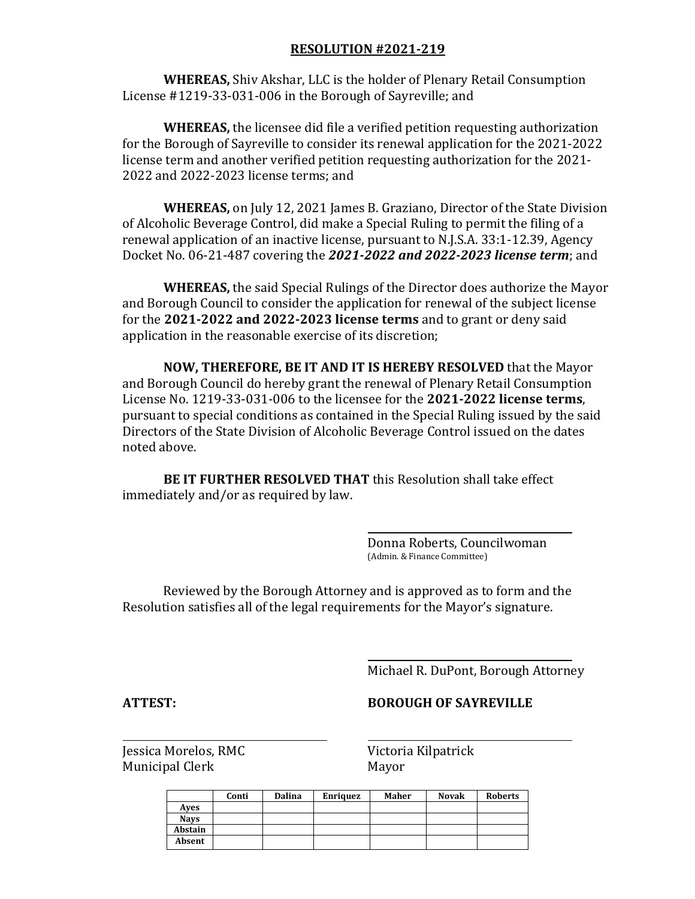**RESOLUTION #2021-219**

**WHEREAS,** Shiv Akshar, LLC is the holder of Plenary Retail Consumption License #1219-33-031-006 in the Borough of Sayreville; and

**WHEREAS,** the licensee did file a verified petition requesting authorization for the Borough of Sayreville to consider its renewal application for the 2021-2022 license term and another verified petition requesting authorization for the 2021-2022 and 2022-2023 license terms; and

**WHEREAS,** on July 12, 2021 James B. Graziano, Director of the State Division of Alcoholic Beverage Control, did make a Special Ruling to permit the filing of a renewal application of an inactive license, pursuant to N.J.S.A. 33:1-12.39, Agency Docket No. 06-21-487 covering the ***2021-2022 and 2022-2023 license term***; and

**WHEREAS,** the said Special Rulings of the Director does authorize the Mayor and Borough Council to consider the application for renewal of the subject license for the **2021-2022 and 2022-2023 license terms** and to grant or deny said application in the reasonable exercise of its discretion;

**NOW, THEREFORE, BE IT AND IT IS HEREBY RESOLVED** that the Mayor and Borough Council do hereby grant the renewal of Plenary Retail Consumption License No. 1219-33-031-006 to the licensee for the **2021-2022 license terms**, pursuant to special conditions as contained in the Special Ruling issued by the said Directors of the State Division of Alcoholic Beverage Control issued on the dates noted above.

**BE IT FURTHER RESOLVED THAT** this Resolution shall take effect immediately and/or as required by law.

Donna Roberts, Councilwoman
(Admin. & Finance Committee)

Reviewed by the Borough Attorney and is approved as to form and the Resolution satisfies all of the legal requirements for the Mayor's signature.

Michael R. DuPont, Borough Attorney

**ATTEST:**

Jessica Morelos, RMC
Municipal Clerk

**BOROUGH OF SAYREVILLE**

Victoria Kilpatrick
Mayor

| | Conti | Dalina | Enriquez | Maher | Novak | Roberts |
|---|---|---|---|---|---|---|
| Ayes | | | | | | |
| Nays | | | | | | |
| Abstain | | | | | | |
| Absent | | | | | | |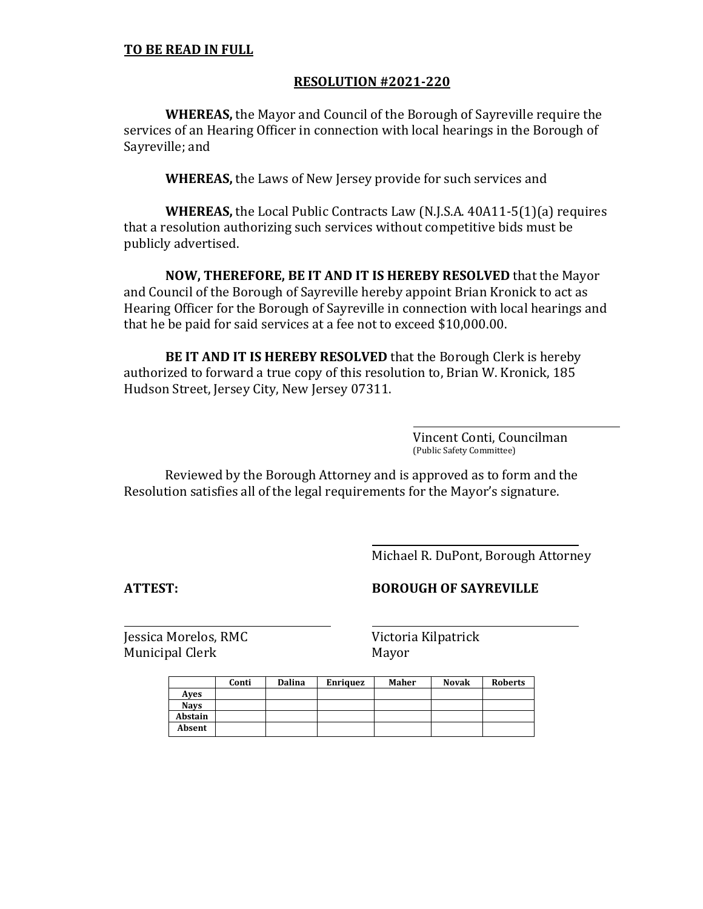**TO BE READ IN FULL**

**RESOLUTION #2021-220**

**WHEREAS,** the Mayor and Council of the Borough of Sayreville require the services of an Hearing Officer in connection with local hearings in the Borough of Sayreville; and

**WHEREAS,** the Laws of New Jersey provide for such services and

**WHEREAS,** the Local Public Contracts Law (N.J.S.A. 40A11-5(1)(a) requires that a resolution authorizing such services without competitive bids must be publicly advertised.

**NOW, THEREFORE, BE IT AND IT IS HEREBY RESOLVED** that the Mayor and Council of the Borough of Sayreville hereby appoint Brian Kronick to act as Hearing Officer for the Borough of Sayreville in connection with local hearings and that he be paid for said services at a fee not to exceed $10,000.00.

**BE IT AND IT IS HEREBY RESOLVED** that the Borough Clerk is hereby authorized to forward a true copy of this resolution to, Brian W. Kronick, 185 Hudson Street, Jersey City, New Jersey 07311.

Vincent Conti, Councilman
(Public Safety Committee)

Reviewed by the Borough Attorney and is approved as to form and the Resolution satisfies all of the legal requirements for the Mayor's signature.

Michael R. DuPont, Borough Attorney

**ATTEST:** **BOROUGH OF SAYREVILLE**

Jessica Morelos, RMC
Municipal Clerk

Victoria Kilpatrick
Mayor

| | Conti | Dalina | Enriquez | Maher | Novak | Roberts |
|---|---|---|---|---|---|---|
| **Ayes** | | | | | | |
| **Nays** | | | | | | |
| **Abstain** | | | | | | |
| **Absent** | | | | | | |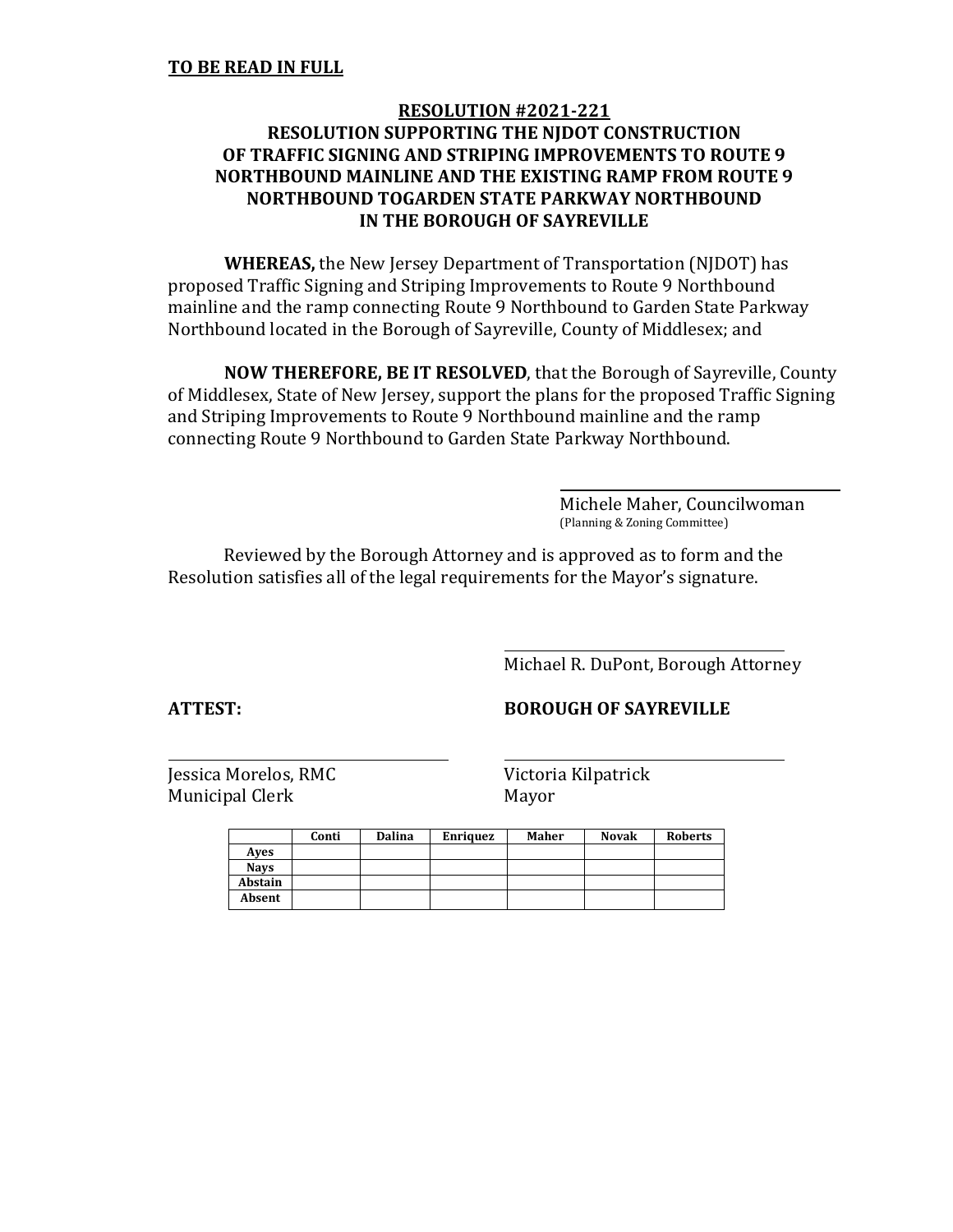**TO BE READ IN FULL**

**RESOLUTION #2021-221**
**RESOLUTION SUPPORTING THE NJDOT CONSTRUCTION OF TRAFFIC SIGNING AND STRIPING IMPROVEMENTS TO ROUTE 9 NORTHBOUND MAINLINE AND THE EXISTING RAMP FROM ROUTE 9 NORTHBOUND TOGARDEN STATE PARKWAY NORTHBOUND IN THE BOROUGH OF SAYREVILLE**

**WHEREAS,** the New Jersey Department of Transportation (NJDOT) has proposed Traffic Signing and Striping Improvements to Route 9 Northbound mainline and the ramp connecting Route 9 Northbound to Garden State Parkway Northbound located in the Borough of Sayreville, County of Middlesex; and

**NOW THEREFORE, BE IT RESOLVED**, that the Borough of Sayreville, County of Middlesex, State of New Jersey, support the plans for the proposed Traffic Signing and Striping Improvements to Route 9 Northbound mainline and the ramp connecting Route 9 Northbound to Garden State Parkway Northbound.

Michele Maher, Councilwoman
(Planning & Zoning Committee)

Reviewed by the Borough Attorney and is approved as to form and the Resolution satisfies all of the legal requirements for the Mayor's signature.

Michael R. DuPont, Borough Attorney

**ATTEST:** **BOROUGH OF SAYREVILLE**

Jessica Morelos, RMC
Municipal Clerk

Victoria Kilpatrick
Mayor

| | Conti | Dalina | Enriquez | Maher | Novak | Roberts |
|---|---|---|---|---|---|---|
| **Ayes** | | | | | | |
| **Nays** | | | | | | |
| **Abstain** | | | | | | |
| **Absent** | | | | | | |